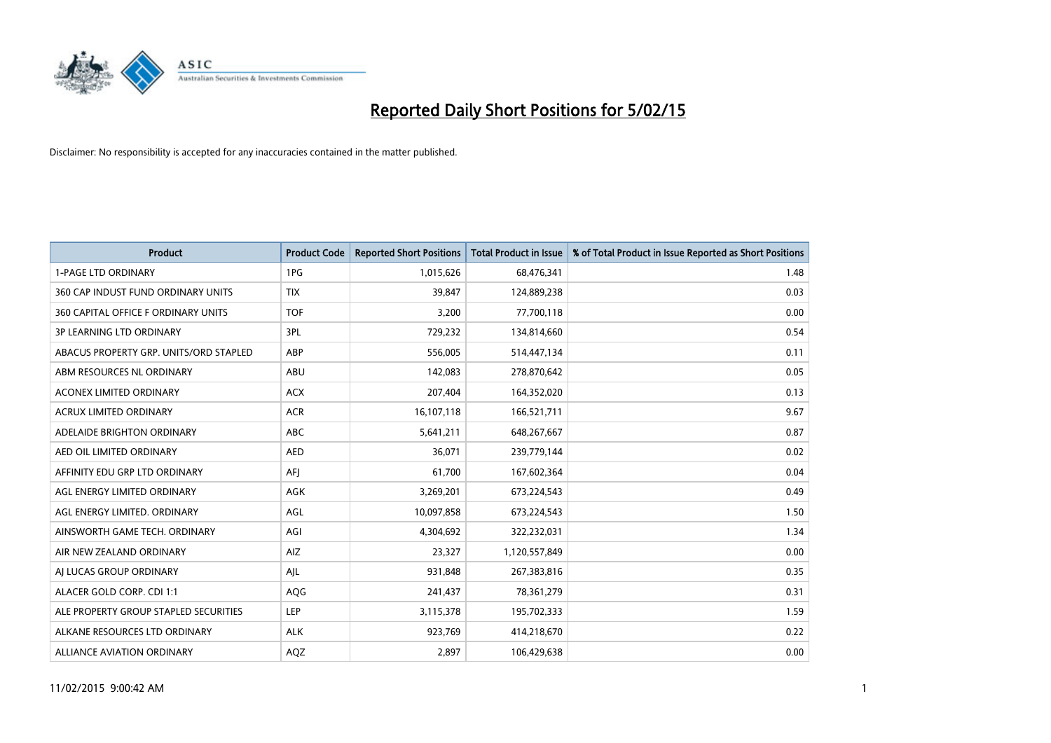# Reported Daily Short Positions for 5/02/15

Disclaimer: No responsibility is accepted for any inaccuracies contained in the matter published.

| Product | Product Code | Reported Short Positions | Total Product in Issue | % of Total Product in Issue Reported as Short Positions |
|---|---|---|---|---|
| 1-PAGE LTD ORDINARY | 1PG | 1,015,626 | 68,476,341 | 1.48 |
| 360 CAP INDUST FUND ORDINARY UNITS | TIX | 39,847 | 124,889,238 | 0.03 |
| 360 CAPITAL OFFICE F ORDINARY UNITS | TOF | 3,200 | 77,700,118 | 0.00 |
| 3P LEARNING LTD ORDINARY | 3PL | 729,232 | 134,814,660 | 0.54 |
| ABACUS PROPERTY GRP. UNITS/ORD STAPLED | ABP | 556,005 | 514,447,134 | 0.11 |
| ABM RESOURCES NL ORDINARY | ABU | 142,083 | 278,870,642 | 0.05 |
| ACONEX LIMITED ORDINARY | ACX | 207,404 | 164,352,020 | 0.13 |
| ACRUX LIMITED ORDINARY | ACR | 16,107,118 | 166,521,711 | 9.67 |
| ADELAIDE BRIGHTON ORDINARY | ABC | 5,641,211 | 648,267,667 | 0.87 |
| AED OIL LIMITED ORDINARY | AED | 36,071 | 239,779,144 | 0.02 |
| AFFINITY EDU GRP LTD ORDINARY | AFJ | 61,700 | 167,602,364 | 0.04 |
| AGL ENERGY LIMITED ORDINARY | AGK | 3,269,201 | 673,224,543 | 0.49 |
| AGL ENERGY LIMITED. ORDINARY | AGL | 10,097,858 | 673,224,543 | 1.50 |
| AINSWORTH GAME TECH. ORDINARY | AGI | 4,304,692 | 322,232,031 | 1.34 |
| AIR NEW ZEALAND ORDINARY | AIZ | 23,327 | 1,120,557,849 | 0.00 |
| AJ LUCAS GROUP ORDINARY | AJL | 931,848 | 267,383,816 | 0.35 |
| ALACER GOLD CORP. CDI 1:1 | AQG | 241,437 | 78,361,279 | 0.31 |
| ALE PROPERTY GROUP STAPLED SECURITIES | LEP | 3,115,378 | 195,702,333 | 1.59 |
| ALKANE RESOURCES LTD ORDINARY | ALK | 923,769 | 414,218,670 | 0.22 |
| ALLIANCE AVIATION ORDINARY | AQZ | 2,897 | 106,429,638 | 0.00 |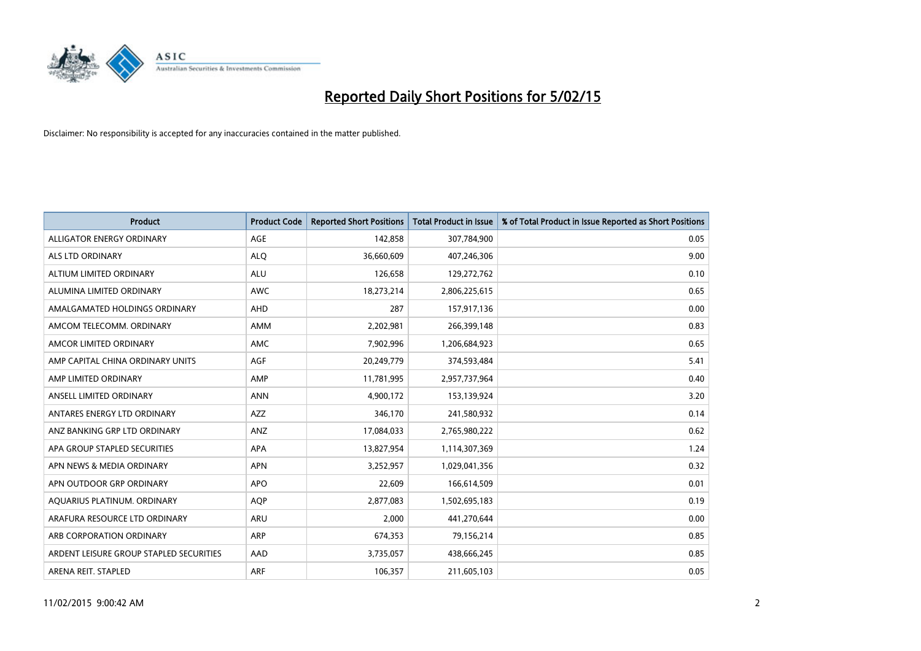# Reported Daily Short Positions for 5/02/15

Disclaimer: No responsibility is accepted for any inaccuracies contained in the matter published.

| Product | Product Code | Reported Short Positions | Total Product in Issue | % of Total Product in Issue Reported as Short Positions |
|---|---|---|---|---|
| ALLIGATOR ENERGY ORDINARY | AGE | 142,858 | 307,784,900 | 0.05 |
| ALS LTD ORDINARY | ALQ | 36,660,609 | 407,246,306 | 9.00 |
| ALTIUM LIMITED ORDINARY | ALU | 126,658 | 129,272,762 | 0.10 |
| ALUMINA LIMITED ORDINARY | AWC | 18,273,214 | 2,806,225,615 | 0.65 |
| AMALGAMATED HOLDINGS ORDINARY | AHD | 287 | 157,917,136 | 0.00 |
| AMCOM TELECOMM. ORDINARY | AMM | 2,202,981 | 266,399,148 | 0.83 |
| AMCOR LIMITED ORDINARY | AMC | 7,902,996 | 1,206,684,923 | 0.65 |
| AMP CAPITAL CHINA ORDINARY UNITS | AGF | 20,249,779 | 374,593,484 | 5.41 |
| AMP LIMITED ORDINARY | AMP | 11,781,995 | 2,957,737,964 | 0.40 |
| ANSELL LIMITED ORDINARY | ANN | 4,900,172 | 153,139,924 | 3.20 |
| ANTARES ENERGY LTD ORDINARY | AZZ | 346,170 | 241,580,932 | 0.14 |
| ANZ BANKING GRP LTD ORDINARY | ANZ | 17,084,033 | 2,765,980,222 | 0.62 |
| APA GROUP STAPLED SECURITIES | APA | 13,827,954 | 1,114,307,369 | 1.24 |
| APN NEWS & MEDIA ORDINARY | APN | 3,252,957 | 1,029,041,356 | 0.32 |
| APN OUTDOOR GRP ORDINARY | APO | 22,609 | 166,614,509 | 0.01 |
| AQUARIUS PLATINUM. ORDINARY | AQP | 2,877,083 | 1,502,695,183 | 0.19 |
| ARAFURA RESOURCE LTD ORDINARY | ARU | 2,000 | 441,270,644 | 0.00 |
| ARB CORPORATION ORDINARY | ARP | 674,353 | 79,156,214 | 0.85 |
| ARDENT LEISURE GROUP STAPLED SECURITIES | AAD | 3,735,057 | 438,666,245 | 0.85 |
| ARENA REIT. STAPLED | ARF | 106,357 | 211,605,103 | 0.05 |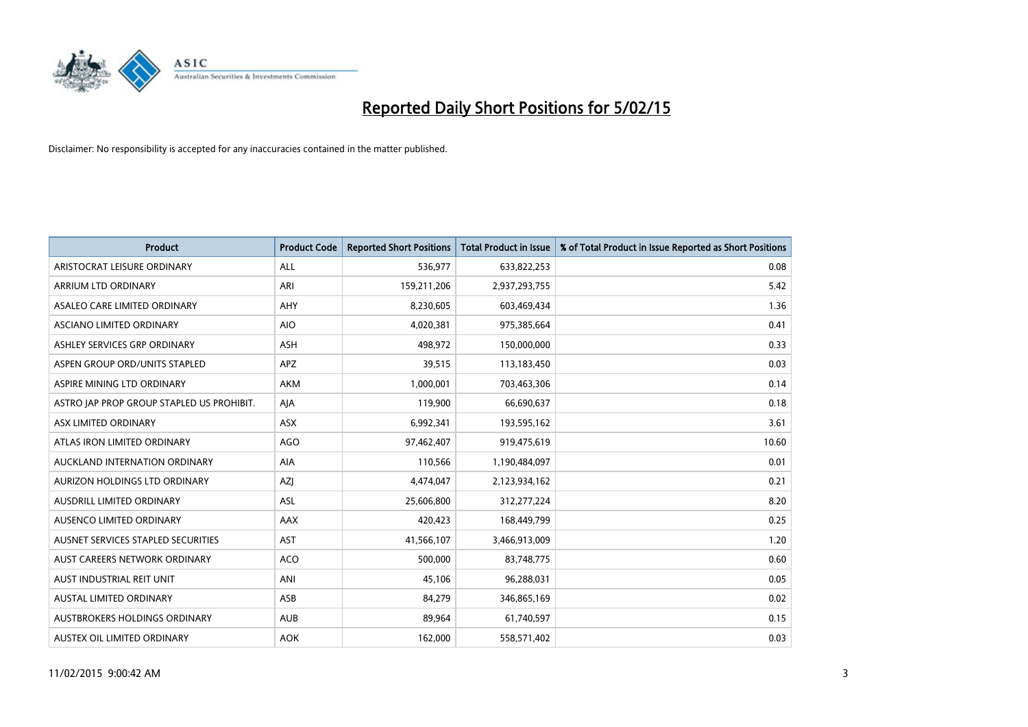# Reported Daily Short Positions for 5/02/15

Disclaimer: No responsibility is accepted for any inaccuracies contained in the matter published.

| Product | Product Code | Reported Short Positions | Total Product in Issue | % of Total Product in Issue Reported as Short Positions |
|---|---|---|---|---|
| ARISTOCRAT LEISURE ORDINARY | ALL | 536,977 | 633,822,253 | 0.08 |
| ARRIUM LTD ORDINARY | ARI | 159,211,206 | 2,937,293,755 | 5.42 |
| ASALEO CARE LIMITED ORDINARY | AHY | 8,230,605 | 603,469,434 | 1.36 |
| ASCIANO LIMITED ORDINARY | AIO | 4,020,381 | 975,385,664 | 0.41 |
| ASHLEY SERVICES GRP ORDINARY | ASH | 498,972 | 150,000,000 | 0.33 |
| ASPEN GROUP ORD/UNITS STAPLED | APZ | 39,515 | 113,183,450 | 0.03 |
| ASPIRE MINING LTD ORDINARY | AKM | 1,000,001 | 703,463,306 | 0.14 |
| ASTRO JAP PROP GROUP STAPLED US PROHIBIT. | AJA | 119,900 | 66,690,637 | 0.18 |
| ASX LIMITED ORDINARY | ASX | 6,992,341 | 193,595,162 | 3.61 |
| ATLAS IRON LIMITED ORDINARY | AGO | 97,462,407 | 919,475,619 | 10.60 |
| AUCKLAND INTERNATION ORDINARY | AIA | 110,566 | 1,190,484,097 | 0.01 |
| AURIZON HOLDINGS LTD ORDINARY | AZJ | 4,474,047 | 2,123,934,162 | 0.21 |
| AUSDRILL LIMITED ORDINARY | ASL | 25,606,800 | 312,277,224 | 8.20 |
| AUSENCO LIMITED ORDINARY | AAX | 420,423 | 168,449,799 | 0.25 |
| AUSNET SERVICES STAPLED SECURITIES | AST | 41,566,107 | 3,466,913,009 | 1.20 |
| AUST CAREERS NETWORK ORDINARY | ACO | 500,000 | 83,748,775 | 0.60 |
| AUST INDUSTRIAL REIT UNIT | ANI | 45,106 | 96,288,031 | 0.05 |
| AUSTAL LIMITED ORDINARY | ASB | 84,279 | 346,865,169 | 0.02 |
| AUSTBROKERS HOLDINGS ORDINARY | AUB | 89,964 | 61,740,597 | 0.15 |
| AUSTEX OIL LIMITED ORDINARY | AOK | 162,000 | 558,571,402 | 0.03 |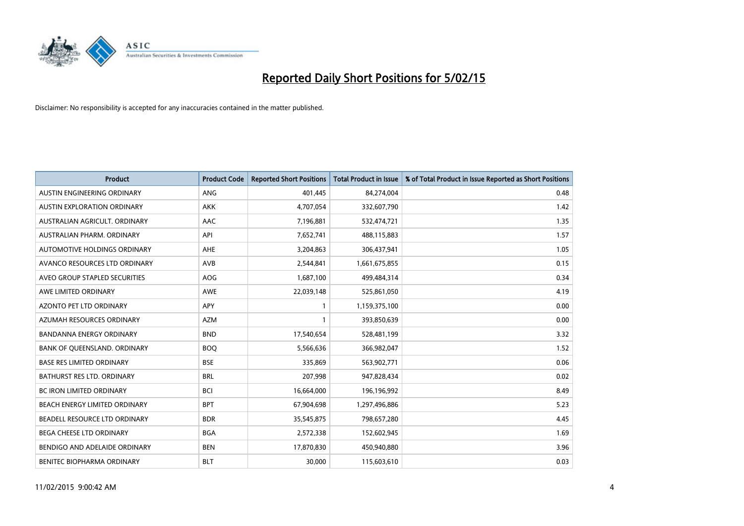# Reported Daily Short Positions for 5/02/15

Disclaimer: No responsibility is accepted for any inaccuracies contained in the matter published.

| Product | Product Code | Reported Short Positions | Total Product in Issue | % of Total Product in Issue Reported as Short Positions |
| --- | --- | --- | --- | --- |
| AUSTIN ENGINEERING ORDINARY | ANG | 401,445 | 84,274,004 | 0.48 |
| AUSTIN EXPLORATION ORDINARY | AKK | 4,707,054 | 332,607,790 | 1.42 |
| AUSTRALIAN AGRICULT. ORDINARY | AAC | 7,196,881 | 532,474,721 | 1.35 |
| AUSTRALIAN PHARM. ORDINARY | API | 7,652,741 | 488,115,883 | 1.57 |
| AUTOMOTIVE HOLDINGS ORDINARY | AHE | 3,204,863 | 306,437,941 | 1.05 |
| AVANCO RESOURCES LTD ORDINARY | AVB | 2,544,841 | 1,661,675,855 | 0.15 |
| AVEO GROUP STAPLED SECURITIES | AOG | 1,687,100 | 499,484,314 | 0.34 |
| AWE LIMITED ORDINARY | AWE | 22,039,148 | 525,861,050 | 4.19 |
| AZONTO PET LTD ORDINARY | APY | 1 | 1,159,375,100 | 0.00 |
| AZUMAH RESOURCES ORDINARY | AZM | 1 | 393,850,639 | 0.00 |
| BANDANNA ENERGY ORDINARY | BND | 17,540,654 | 528,481,199 | 3.32 |
| BANK OF QUEENSLAND. ORDINARY | BOQ | 5,566,636 | 366,982,047 | 1.52 |
| BASE RES LIMITED ORDINARY | BSE | 335,869 | 563,902,771 | 0.06 |
| BATHURST RES LTD. ORDINARY | BRL | 207,998 | 947,828,434 | 0.02 |
| BC IRON LIMITED ORDINARY | BCI | 16,664,000 | 196,196,992 | 8.49 |
| BEACH ENERGY LIMITED ORDINARY | BPT | 67,904,698 | 1,297,496,886 | 5.23 |
| BEADELL RESOURCE LTD ORDINARY | BDR | 35,545,875 | 798,657,280 | 4.45 |
| BEGA CHEESE LTD ORDINARY | BGA | 2,572,338 | 152,602,945 | 1.69 |
| BENDIGO AND ADELAIDE ORDINARY | BEN | 17,870,830 | 450,940,880 | 3.96 |
| BENITEC BIOPHARMA ORDINARY | BLT | 30,000 | 115,603,610 | 0.03 |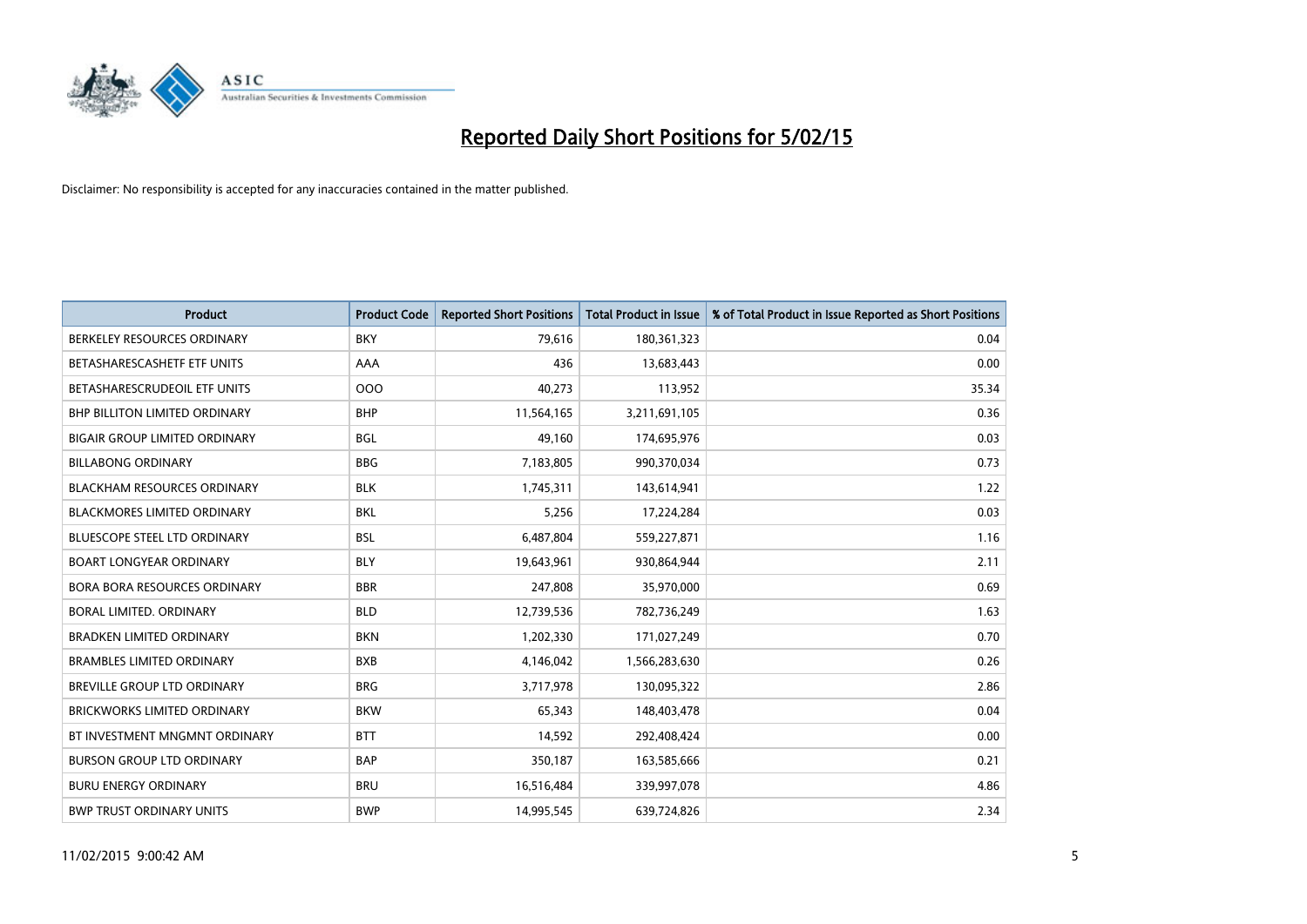# Reported Daily Short Positions for 5/02/15

Disclaimer: No responsibility is accepted for any inaccuracies contained in the matter published.

| Product | Product Code | Reported Short Positions | Total Product in Issue | % of Total Product in Issue Reported as Short Positions |
|---|---|---|---|---|
| BERKELEY RESOURCES ORDINARY | BKY | 79,616 | 180,361,323 | 0.04 |
| BETASHARESCASHETF ETF UNITS | AAA | 436 | 13,683,443 | 0.00 |
| BETASHARESCRUDEOIL ETF UNITS | OOO | 40,273 | 113,952 | 35.34 |
| BHP BILLITON LIMITED ORDINARY | BHP | 11,564,165 | 3,211,691,105 | 0.36 |
| BIGAIR GROUP LIMITED ORDINARY | BGL | 49,160 | 174,695,976 | 0.03 |
| BILLABONG ORDINARY | BBG | 7,183,805 | 990,370,034 | 0.73 |
| BLACKHAM RESOURCES ORDINARY | BLK | 1,745,311 | 143,614,941 | 1.22 |
| BLACKMORES LIMITED ORDINARY | BKL | 5,256 | 17,224,284 | 0.03 |
| BLUESCOPE STEEL LTD ORDINARY | BSL | 6,487,804 | 559,227,871 | 1.16 |
| BOART LONGYEAR ORDINARY | BLY | 19,643,961 | 930,864,944 | 2.11 |
| BORA BORA RESOURCES ORDINARY | BBR | 247,808 | 35,970,000 | 0.69 |
| BORAL LIMITED. ORDINARY | BLD | 12,739,536 | 782,736,249 | 1.63 |
| BRADKEN LIMITED ORDINARY | BKN | 1,202,330 | 171,027,249 | 0.70 |
| BRAMBLES LIMITED ORDINARY | BXB | 4,146,042 | 1,566,283,630 | 0.26 |
| BREVILLE GROUP LTD ORDINARY | BRG | 3,717,978 | 130,095,322 | 2.86 |
| BRICKWORKS LIMITED ORDINARY | BKW | 65,343 | 148,403,478 | 0.04 |
| BT INVESTMENT MNGMNT ORDINARY | BTT | 14,592 | 292,408,424 | 0.00 |
| BURSON GROUP LTD ORDINARY | BAP | 350,187 | 163,585,666 | 0.21 |
| BURU ENERGY ORDINARY | BRU | 16,516,484 | 339,997,078 | 4.86 |
| BWP TRUST ORDINARY UNITS | BWP | 14,995,545 | 639,724,826 | 2.34 |

11/02/2015 9:00:42 AM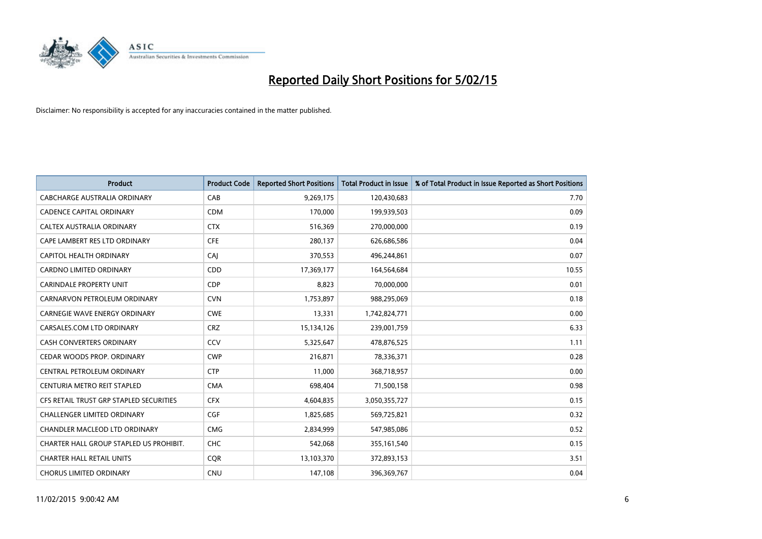# Reported Daily Short Positions for 5/02/15

Disclaimer: No responsibility is accepted for any inaccuracies contained in the matter published.

| Product | Product Code | Reported Short Positions | Total Product in Issue | % of Total Product in Issue Reported as Short Positions |
|---|---|---|---|---|
| CABCHARGE AUSTRALIA ORDINARY | CAB | 9,269,175 | 120,430,683 | 7.70 |
| CADENCE CAPITAL ORDINARY | CDM | 170,000 | 199,939,503 | 0.09 |
| CALTEX AUSTRALIA ORDINARY | CTX | 516,369 | 270,000,000 | 0.19 |
| CAPE LAMBERT RES LTD ORDINARY | CFE | 280,137 | 626,686,586 | 0.04 |
| CAPITOL HEALTH ORDINARY | CAJ | 370,553 | 496,244,861 | 0.07 |
| CARDNO LIMITED ORDINARY | CDD | 17,369,177 | 164,564,684 | 10.55 |
| CARINDALE PROPERTY UNIT | CDP | 8,823 | 70,000,000 | 0.01 |
| CARNARVON PETROLEUM ORDINARY | CVN | 1,753,897 | 988,295,069 | 0.18 |
| CARNEGIE WAVE ENERGY ORDINARY | CWE | 13,331 | 1,742,824,771 | 0.00 |
| CARSALES.COM LTD ORDINARY | CRZ | 15,134,126 | 239,001,759 | 6.33 |
| CASH CONVERTERS ORDINARY | CCV | 5,325,647 | 478,876,525 | 1.11 |
| CEDAR WOODS PROP. ORDINARY | CWP | 216,871 | 78,336,371 | 0.28 |
| CENTRAL PETROLEUM ORDINARY | CTP | 11,000 | 368,718,957 | 0.00 |
| CENTURIA METRO REIT STAPLED | CMA | 698,404 | 71,500,158 | 0.98 |
| CFS RETAIL TRUST GRP STAPLED SECURITIES | CFX | 4,604,835 | 3,050,355,727 | 0.15 |
| CHALLENGER LIMITED ORDINARY | CGF | 1,825,685 | 569,725,821 | 0.32 |
| CHANDLER MACLEOD LTD ORDINARY | CMG | 2,834,999 | 547,985,086 | 0.52 |
| CHARTER HALL GROUP STAPLED US PROHIBIT. | CHC | 542,068 | 355,161,540 | 0.15 |
| CHARTER HALL RETAIL UNITS | CQR | 13,103,370 | 372,893,153 | 3.51 |
| CHORUS LIMITED ORDINARY | CNU | 147,108 | 396,369,767 | 0.04 |

11/02/2015 9:00:42 AM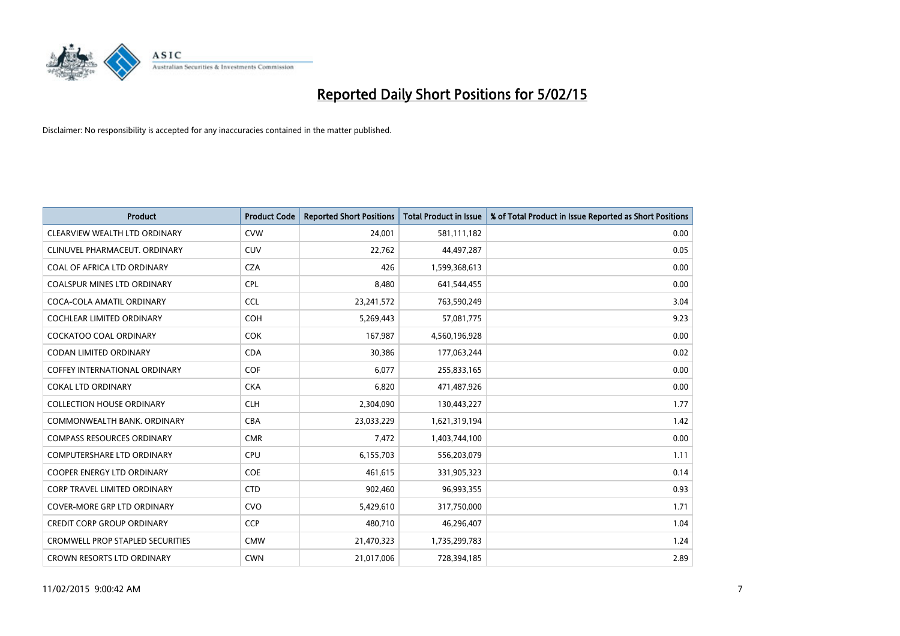# Reported Daily Short Positions for 5/02/15

Disclaimer: No responsibility is accepted for any inaccuracies contained in the matter published.

| Product | Product Code | Reported Short Positions | Total Product in Issue | % of Total Product in Issue Reported as Short Positions |
|---|---|---|---|---|
| CLEARVIEW WEALTH LTD ORDINARY | CVW | 24,001 | 581,111,182 | 0.00 |
| CLINUVEL PHARMACEUT. ORDINARY | CUV | 22,762 | 44,497,287 | 0.05 |
| COAL OF AFRICA LTD ORDINARY | CZA | 426 | 1,599,368,613 | 0.00 |
| COALSPUR MINES LTD ORDINARY | CPL | 8,480 | 641,544,455 | 0.00 |
| COCA-COLA AMATIL ORDINARY | CCL | 23,241,572 | 763,590,249 | 3.04 |
| COCHLEAR LIMITED ORDINARY | COH | 5,269,443 | 57,081,775 | 9.23 |
| COCKATOO COAL ORDINARY | COK | 167,987 | 4,560,196,928 | 0.00 |
| CODAN LIMITED ORDINARY | CDA | 30,386 | 177,063,244 | 0.02 |
| COFFEY INTERNATIONAL ORDINARY | COF | 6,077 | 255,833,165 | 0.00 |
| COKAL LTD ORDINARY | CKA | 6,820 | 471,487,926 | 0.00 |
| COLLECTION HOUSE ORDINARY | CLH | 2,304,090 | 130,443,227 | 1.77 |
| COMMONWEALTH BANK. ORDINARY | CBA | 23,033,229 | 1,621,319,194 | 1.42 |
| COMPASS RESOURCES ORDINARY | CMR | 7,472 | 1,403,744,100 | 0.00 |
| COMPUTERSHARE LTD ORDINARY | CPU | 6,155,703 | 556,203,079 | 1.11 |
| COOPER ENERGY LTD ORDINARY | COE | 461,615 | 331,905,323 | 0.14 |
| CORP TRAVEL LIMITED ORDINARY | CTD | 902,460 | 96,993,355 | 0.93 |
| COVER-MORE GRP LTD ORDINARY | CVO | 5,429,610 | 317,750,000 | 1.71 |
| CREDIT CORP GROUP ORDINARY | CCP | 480,710 | 46,296,407 | 1.04 |
| CROMWELL PROP STAPLED SECURITIES | CMW | 21,470,323 | 1,735,299,783 | 1.24 |
| CROWN RESORTS LTD ORDINARY | CWN | 21,017,006 | 728,394,185 | 2.89 |

11/02/2015 9:00:42 AM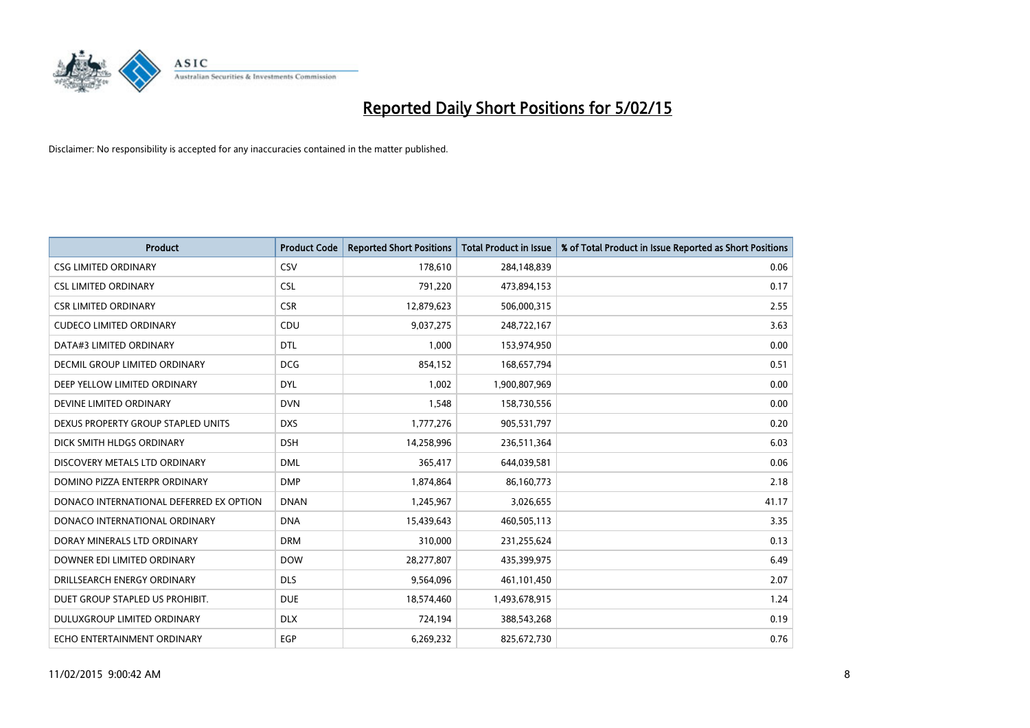# Reported Daily Short Positions for 5/02/15

Disclaimer: No responsibility is accepted for any inaccuracies contained in the matter published.

| Product | Product Code | Reported Short Positions | Total Product in Issue | % of Total Product in Issue Reported as Short Positions |
|---|---|---|---|---|
| CSG LIMITED ORDINARY | CSV | 178,610 | 284,148,839 | 0.06 |
| CSL LIMITED ORDINARY | CSL | 791,220 | 473,894,153 | 0.17 |
| CSR LIMITED ORDINARY | CSR | 12,879,623 | 506,000,315 | 2.55 |
| CUDECO LIMITED ORDINARY | CDU | 9,037,275 | 248,722,167 | 3.63 |
| DATA#3 LIMITED ORDINARY | DTL | 1,000 | 153,974,950 | 0.00 |
| DECMIL GROUP LIMITED ORDINARY | DCG | 854,152 | 168,657,794 | 0.51 |
| DEEP YELLOW LIMITED ORDINARY | DYL | 1,002 | 1,900,807,969 | 0.00 |
| DEVINE LIMITED ORDINARY | DVN | 1,548 | 158,730,556 | 0.00 |
| DEXUS PROPERTY GROUP STAPLED UNITS | DXS | 1,777,276 | 905,531,797 | 0.20 |
| DICK SMITH HLDGS ORDINARY | DSH | 14,258,996 | 236,511,364 | 6.03 |
| DISCOVERY METALS LTD ORDINARY | DML | 365,417 | 644,039,581 | 0.06 |
| DOMINO PIZZA ENTERPR ORDINARY | DMP | 1,874,864 | 86,160,773 | 2.18 |
| DONACO INTERNATIONAL DEFERRED EX OPTION | DNAN | 1,245,967 | 3,026,655 | 41.17 |
| DONACO INTERNATIONAL ORDINARY | DNA | 15,439,643 | 460,505,113 | 3.35 |
| DORAY MINERALS LTD ORDINARY | DRM | 310,000 | 231,255,624 | 0.13 |
| DOWNER EDI LIMITED ORDINARY | DOW | 28,277,807 | 435,399,975 | 6.49 |
| DRILLSEARCH ENERGY ORDINARY | DLS | 9,564,096 | 461,101,450 | 2.07 |
| DUET GROUP STAPLED US PROHIBIT. | DUE | 18,574,460 | 1,493,678,915 | 1.24 |
| DULUXGROUP LIMITED ORDINARY | DLX | 724,194 | 388,543,268 | 0.19 |
| ECHO ENTERTAINMENT ORDINARY | EGP | 6,269,232 | 825,672,730 | 0.76 |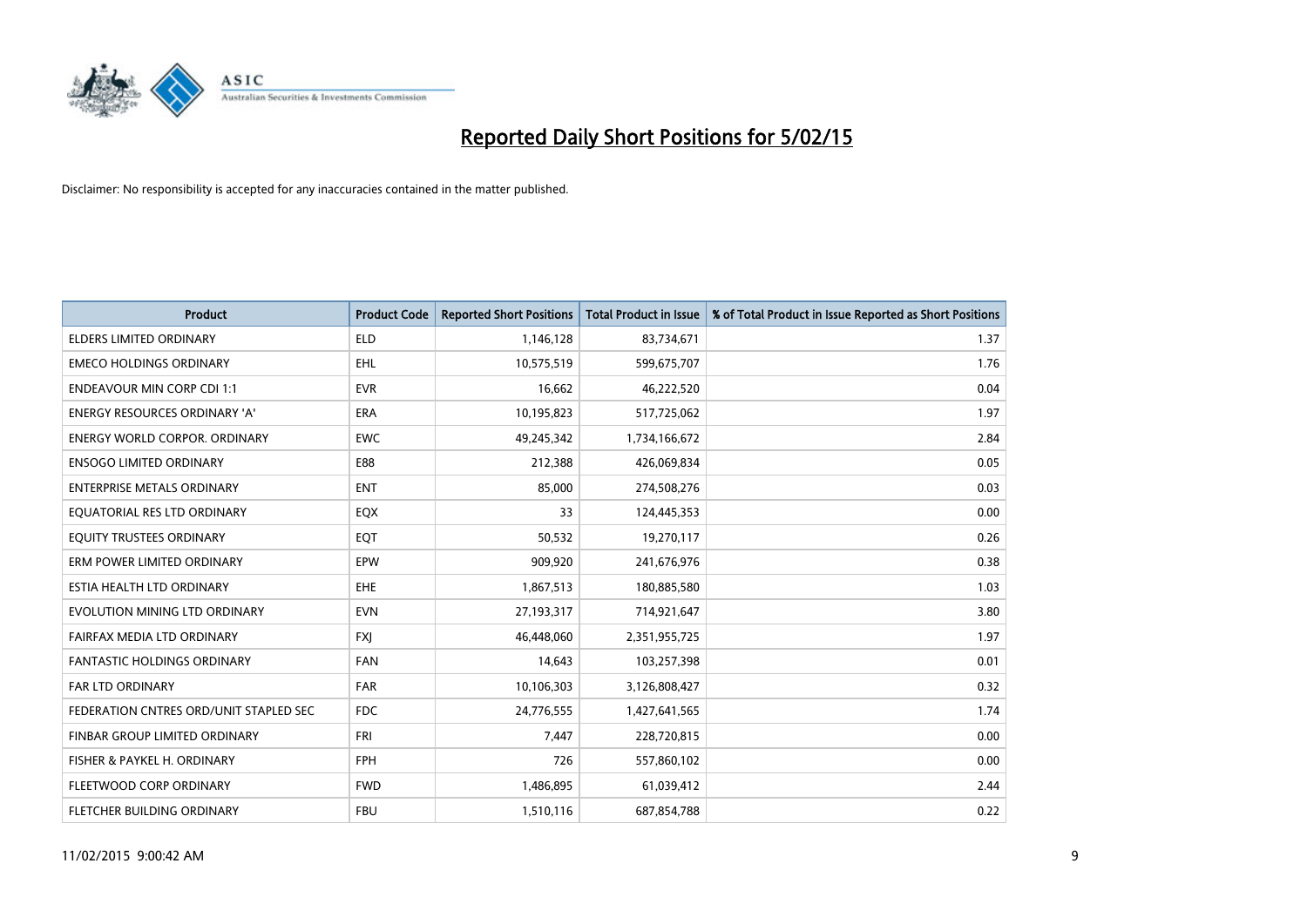# Reported Daily Short Positions for 5/02/15

Disclaimer: No responsibility is accepted for any inaccuracies contained in the matter published.

| Product | Product Code | Reported Short Positions | Total Product in Issue | % of Total Product in Issue Reported as Short Positions |
|---|---|---|---|---|
| ELDERS LIMITED ORDINARY | ELD | 1,146,128 | 83,734,671 | 1.37 |
| EMECO HOLDINGS ORDINARY | EHL | 10,575,519 | 599,675,707 | 1.76 |
| ENDEAVOUR MIN CORP CDI 1:1 | EVR | 16,662 | 46,222,520 | 0.04 |
| ENERGY RESOURCES ORDINARY 'A' | ERA | 10,195,823 | 517,725,062 | 1.97 |
| ENERGY WORLD CORPOR. ORDINARY | EWC | 49,245,342 | 1,734,166,672 | 2.84 |
| ENSOGO LIMITED ORDINARY | E88 | 212,388 | 426,069,834 | 0.05 |
| ENTERPRISE METALS ORDINARY | ENT | 85,000 | 274,508,276 | 0.03 |
| EQUATORIAL RES LTD ORDINARY | EQX | 33 | 124,445,353 | 0.00 |
| EQUITY TRUSTEES ORDINARY | EQT | 50,532 | 19,270,117 | 0.26 |
| ERM POWER LIMITED ORDINARY | EPW | 909,920 | 241,676,976 | 0.38 |
| ESTIA HEALTH LTD ORDINARY | EHE | 1,867,513 | 180,885,580 | 1.03 |
| EVOLUTION MINING LTD ORDINARY | EVN | 27,193,317 | 714,921,647 | 3.80 |
| FAIRFAX MEDIA LTD ORDINARY | FXJ | 46,448,060 | 2,351,955,725 | 1.97 |
| FANTASTIC HOLDINGS ORDINARY | FAN | 14,643 | 103,257,398 | 0.01 |
| FAR LTD ORDINARY | FAR | 10,106,303 | 3,126,808,427 | 0.32 |
| FEDERATION CNTRES ORD/UNIT STAPLED SEC | FDC | 24,776,555 | 1,427,641,565 | 1.74 |
| FINBAR GROUP LIMITED ORDINARY | FRI | 7,447 | 228,720,815 | 0.00 |
| FISHER & PAYKEL H. ORDINARY | FPH | 726 | 557,860,102 | 0.00 |
| FLEETWOOD CORP ORDINARY | FWD | 1,486,895 | 61,039,412 | 2.44 |
| FLETCHER BUILDING ORDINARY | FBU | 1,510,116 | 687,854,788 | 0.22 |

11/02/2015 9:00:42 AM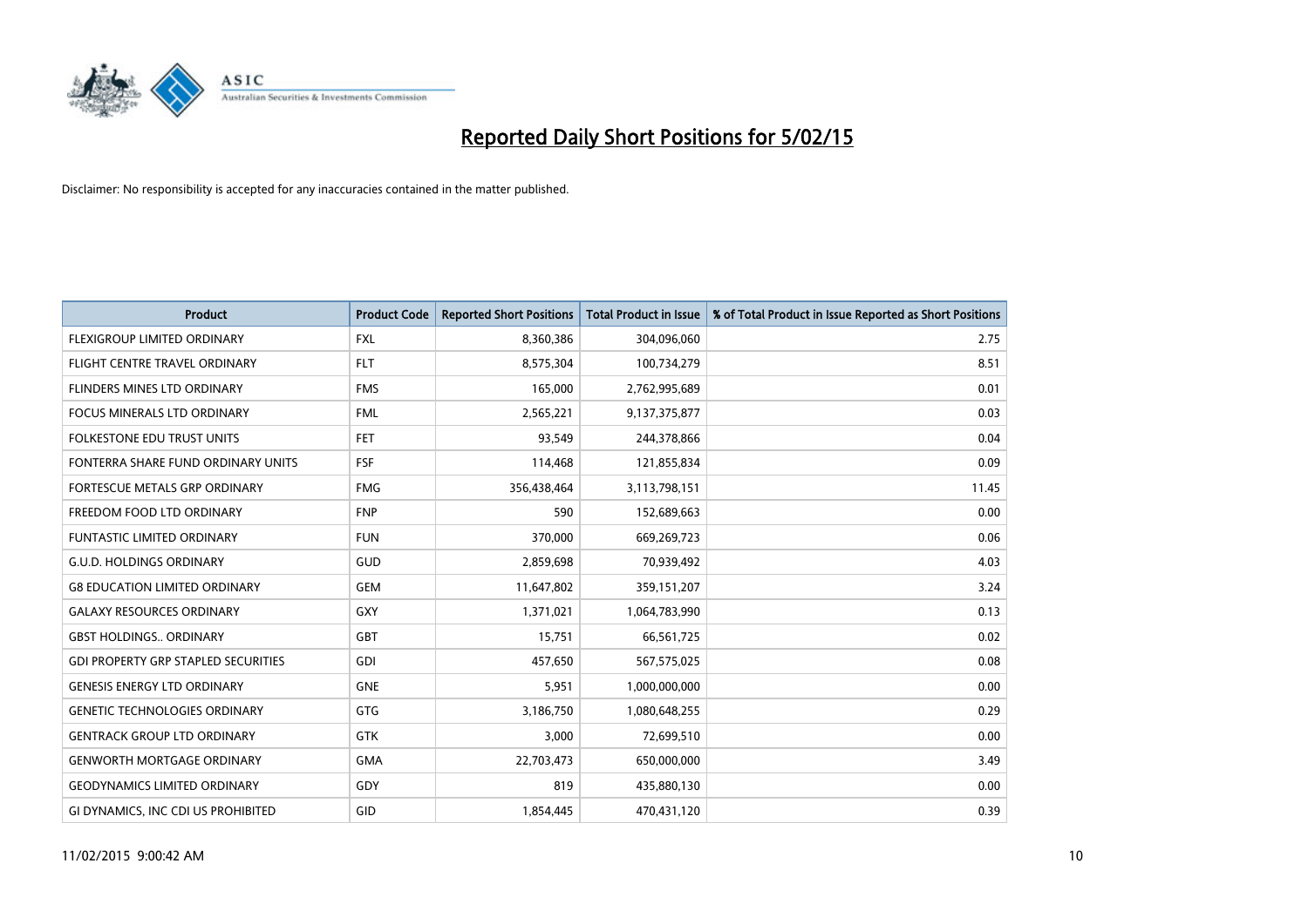# Reported Daily Short Positions for 5/02/15

Disclaimer: No responsibility is accepted for any inaccuracies contained in the matter published.

| Product | Product Code | Reported Short Positions | Total Product in Issue | % of Total Product in Issue Reported as Short Positions |
|---|---|---|---|---|
| FLEXIGROUP LIMITED ORDINARY | FXL | 8,360,386 | 304,096,060 | 2.75 |
| FLIGHT CENTRE TRAVEL ORDINARY | FLT | 8,575,304 | 100,734,279 | 8.51 |
| FLINDERS MINES LTD ORDINARY | FMS | 165,000 | 2,762,995,689 | 0.01 |
| FOCUS MINERALS LTD ORDINARY | FML | 2,565,221 | 9,137,375,877 | 0.03 |
| FOLKESTONE EDU TRUST UNITS | FET | 93,549 | 244,378,866 | 0.04 |
| FONTERRA SHARE FUND ORDINARY UNITS | FSF | 114,468 | 121,855,834 | 0.09 |
| FORTESCUE METALS GRP ORDINARY | FMG | 356,438,464 | 3,113,798,151 | 11.45 |
| FREEDOM FOOD LTD ORDINARY | FNP | 590 | 152,689,663 | 0.00 |
| FUNTASTIC LIMITED ORDINARY | FUN | 370,000 | 669,269,723 | 0.06 |
| G.U.D. HOLDINGS ORDINARY | GUD | 2,859,698 | 70,939,492 | 4.03 |
| G8 EDUCATION LIMITED ORDINARY | GEM | 11,647,802 | 359,151,207 | 3.24 |
| GALAXY RESOURCES ORDINARY | GXY | 1,371,021 | 1,064,783,990 | 0.13 |
| GBST HOLDINGS.. ORDINARY | GBT | 15,751 | 66,561,725 | 0.02 |
| GDI PROPERTY GRP STAPLED SECURITIES | GDI | 457,650 | 567,575,025 | 0.08 |
| GENESIS ENERGY LTD ORDINARY | GNE | 5,951 | 1,000,000,000 | 0.00 |
| GENETIC TECHNOLOGIES ORDINARY | GTG | 3,186,750 | 1,080,648,255 | 0.29 |
| GENTRACK GROUP LTD ORDINARY | GTK | 3,000 | 72,699,510 | 0.00 |
| GENWORTH MORTGAGE ORDINARY | GMA | 22,703,473 | 650,000,000 | 3.49 |
| GEODYNAMICS LIMITED ORDINARY | GDY | 819 | 435,880,130 | 0.00 |
| GI DYNAMICS, INC CDI US PROHIBITED | GID | 1,854,445 | 470,431,120 | 0.39 |

11/02/2015 9:00:42 AM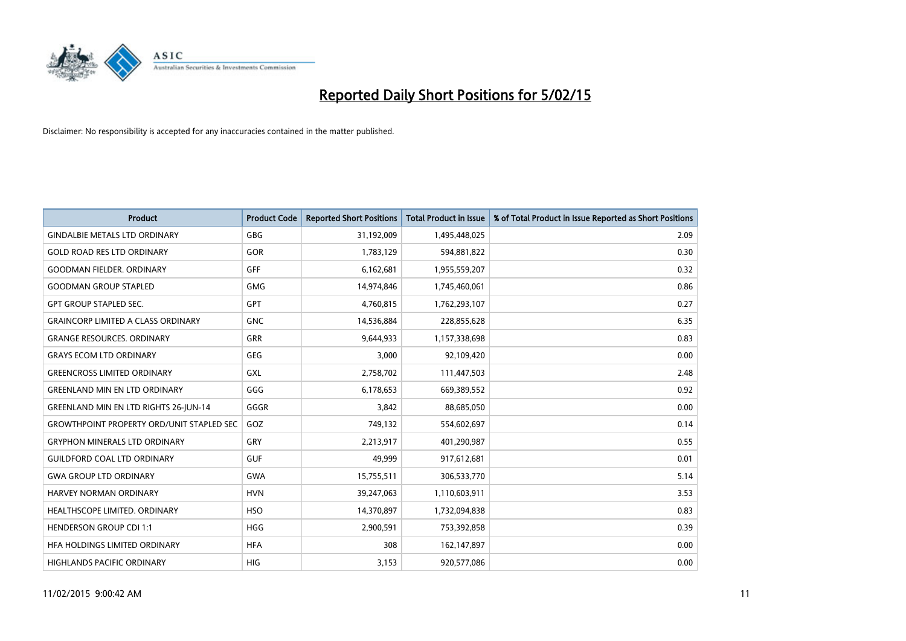# Reported Daily Short Positions for 5/02/15

Disclaimer: No responsibility is accepted for any inaccuracies contained in the matter published.

| Product | Product Code | Reported Short Positions | Total Product in Issue | % of Total Product in Issue Reported as Short Positions |
|---|---|---|---|---|
| GINDALBIE METALS LTD ORDINARY | GBG | 31,192,009 | 1,495,448,025 | 2.09 |
| GOLD ROAD RES LTD ORDINARY | GOR | 1,783,129 | 594,881,822 | 0.30 |
| GOODMAN FIELDER. ORDINARY | GFF | 6,162,681 | 1,955,559,207 | 0.32 |
| GOODMAN GROUP STAPLED | GMG | 14,974,846 | 1,745,460,061 | 0.86 |
| GPT GROUP STAPLED SEC. | GPT | 4,760,815 | 1,762,293,107 | 0.27 |
| GRAINCORP LIMITED A CLASS ORDINARY | GNC | 14,536,884 | 228,855,628 | 6.35 |
| GRANGE RESOURCES. ORDINARY | GRR | 9,644,933 | 1,157,338,698 | 0.83 |
| GRAYS ECOM LTD ORDINARY | GEG | 3,000 | 92,109,420 | 0.00 |
| GREENCROSS LIMITED ORDINARY | GXL | 2,758,702 | 111,447,503 | 2.48 |
| GREENLAND MIN EN LTD ORDINARY | GGG | 6,178,653 | 669,389,552 | 0.92 |
| GREENLAND MIN EN LTD RIGHTS 26-JUN-14 | GGGR | 3,842 | 88,685,050 | 0.00 |
| GROWTHPOINT PROPERTY ORD/UNIT STAPLED SEC | GOZ | 749,132 | 554,602,697 | 0.14 |
| GRYPHON MINERALS LTD ORDINARY | GRY | 2,213,917 | 401,290,987 | 0.55 |
| GUILDFORD COAL LTD ORDINARY | GUF | 49,999 | 917,612,681 | 0.01 |
| GWA GROUP LTD ORDINARY | GWA | 15,755,511 | 306,533,770 | 5.14 |
| HARVEY NORMAN ORDINARY | HVN | 39,247,063 | 1,110,603,911 | 3.53 |
| HEALTHSCOPE LIMITED. ORDINARY | HSO | 14,370,897 | 1,732,094,838 | 0.83 |
| HENDERSON GROUP CDI 1:1 | HGG | 2,900,591 | 753,392,858 | 0.39 |
| HFA HOLDINGS LIMITED ORDINARY | HFA | 308 | 162,147,897 | 0.00 |
| HIGHLANDS PACIFIC ORDINARY | HIG | 3,153 | 920,577,086 | 0.00 |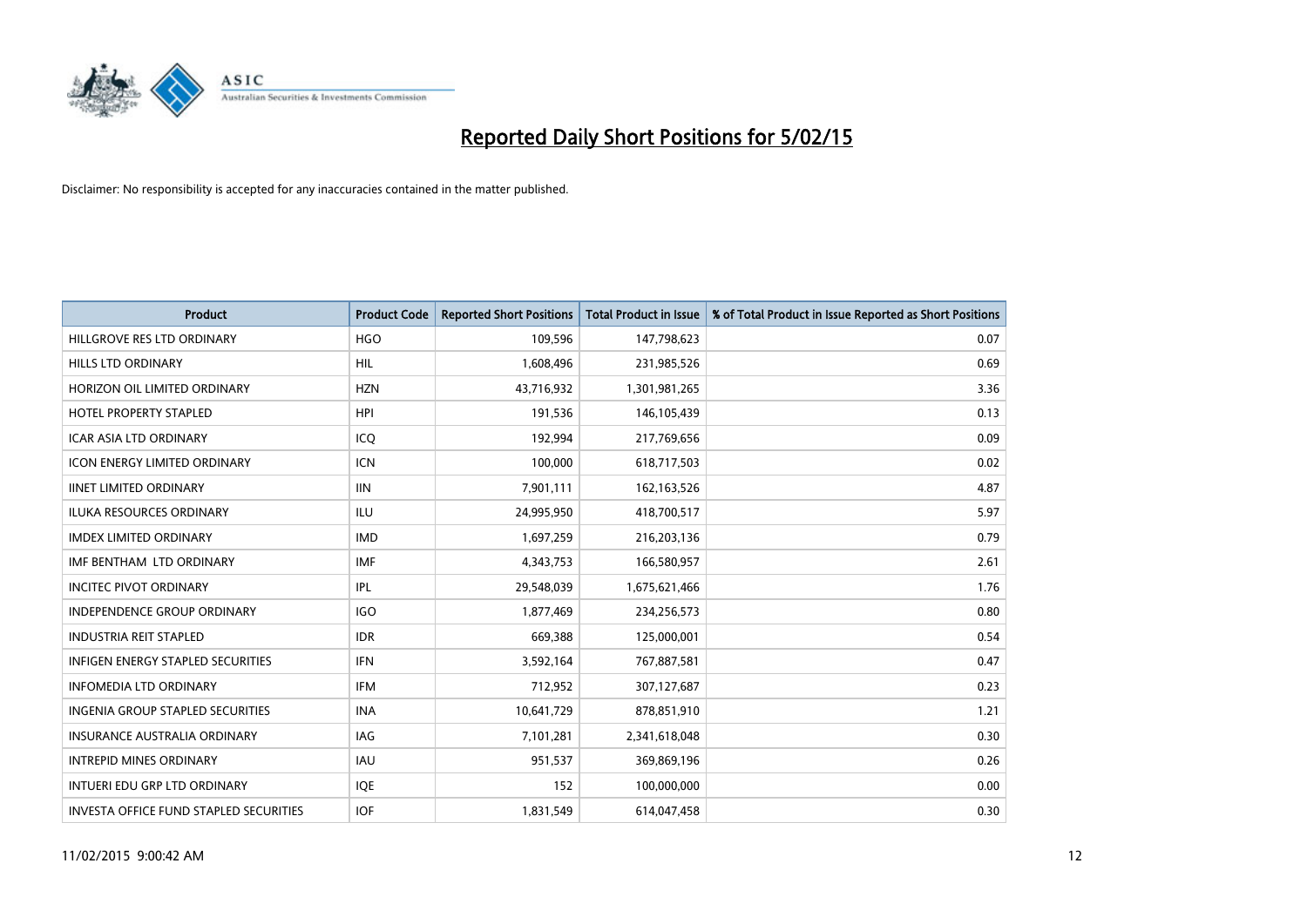# Reported Daily Short Positions for 5/02/15

Disclaimer: No responsibility is accepted for any inaccuracies contained in the matter published.

| Product | Product Code | Reported Short Positions | Total Product in Issue | % of Total Product in Issue Reported as Short Positions |
|---|---|---|---|---|
| HILLGROVE RES LTD ORDINARY | HGO | 109,596 | 147,798,623 | 0.07 |
| HILLS LTD ORDINARY | HIL | 1,608,496 | 231,985,526 | 0.69 |
| HORIZON OIL LIMITED ORDINARY | HZN | 43,716,932 | 1,301,981,265 | 3.36 |
| HOTEL PROPERTY STAPLED | HPI | 191,536 | 146,105,439 | 0.13 |
| ICAR ASIA LTD ORDINARY | ICQ | 192,994 | 217,769,656 | 0.09 |
| ICON ENERGY LIMITED ORDINARY | ICN | 100,000 | 618,717,503 | 0.02 |
| IINET LIMITED ORDINARY | IIN | 7,901,111 | 162,163,526 | 4.87 |
| ILUKA RESOURCES ORDINARY | ILU | 24,995,950 | 418,700,517 | 5.97 |
| IMDEX LIMITED ORDINARY | IMD | 1,697,259 | 216,203,136 | 0.79 |
| IMF BENTHAM LTD ORDINARY | IMF | 4,343,753 | 166,580,957 | 2.61 |
| INCITEC PIVOT ORDINARY | IPL | 29,548,039 | 1,675,621,466 | 1.76 |
| INDEPENDENCE GROUP ORDINARY | IGO | 1,877,469 | 234,256,573 | 0.80 |
| INDUSTRIA REIT STAPLED | IDR | 669,388 | 125,000,001 | 0.54 |
| INFIGEN ENERGY STAPLED SECURITIES | IFN | 3,592,164 | 767,887,581 | 0.47 |
| INFOMEDIA LTD ORDINARY | IFM | 712,952 | 307,127,687 | 0.23 |
| INGENIA GROUP STAPLED SECURITIES | INA | 10,641,729 | 878,851,910 | 1.21 |
| INSURANCE AUSTRALIA ORDINARY | IAG | 7,101,281 | 2,341,618,048 | 0.30 |
| INTREPID MINES ORDINARY | IAU | 951,537 | 369,869,196 | 0.26 |
| INTUERI EDU GRP LTD ORDINARY | IQE | 152 | 100,000,000 | 0.00 |
| INVESTA OFFICE FUND STAPLED SECURITIES | IOF | 1,831,549 | 614,047,458 | 0.30 |

11/02/2015 9:00:42 AM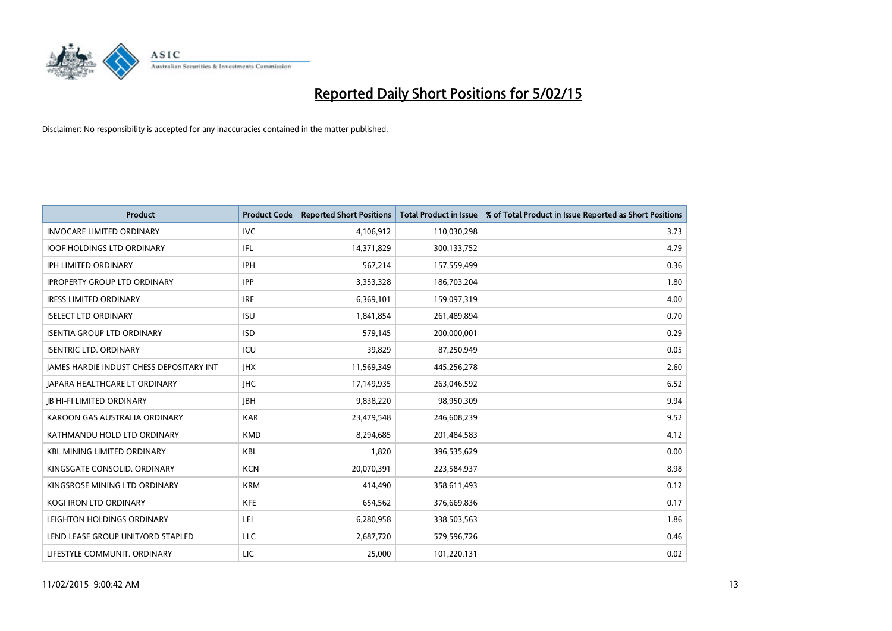# Reported Daily Short Positions for 5/02/15

Disclaimer: No responsibility is accepted for any inaccuracies contained in the matter published.

| Product | Product Code | Reported Short Positions | Total Product in Issue | % of Total Product in Issue Reported as Short Positions |
|---|---|---|---|---|
| INVOCARE LIMITED ORDINARY | IVC | 4,106,912 | 110,030,298 | 3.73 |
| IOOF HOLDINGS LTD ORDINARY | IFL | 14,371,829 | 300,133,752 | 4.79 |
| IPH LIMITED ORDINARY | IPH | 567,214 | 157,559,499 | 0.36 |
| IPROPERTY GROUP LTD ORDINARY | IPP | 3,353,328 | 186,703,204 | 1.80 |
| IRESS LIMITED ORDINARY | IRE | 6,369,101 | 159,097,319 | 4.00 |
| ISELECT LTD ORDINARY | ISU | 1,841,854 | 261,489,894 | 0.70 |
| ISENTIA GROUP LTD ORDINARY | ISD | 579,145 | 200,000,001 | 0.29 |
| ISENTRIC LTD. ORDINARY | ICU | 39,829 | 87,250,949 | 0.05 |
| JAMES HARDIE INDUST CHESS DEPOSITARY INT | JHX | 11,569,349 | 445,256,278 | 2.60 |
| JAPARA HEALTHCARE LT ORDINARY | JHC | 17,149,935 | 263,046,592 | 6.52 |
| JB HI-FI LIMITED ORDINARY | JBH | 9,838,220 | 98,950,309 | 9.94 |
| KAROON GAS AUSTRALIA ORDINARY | KAR | 23,479,548 | 246,608,239 | 9.52 |
| KATHMANDU HOLD LTD ORDINARY | KMD | 8,294,685 | 201,484,583 | 4.12 |
| KBL MINING LIMITED ORDINARY | KBL | 1,820 | 396,535,629 | 0.00 |
| KINGSGATE CONSOLID. ORDINARY | KCN | 20,070,391 | 223,584,937 | 8.98 |
| KINGSROSE MINING LTD ORDINARY | KRM | 414,490 | 358,611,493 | 0.12 |
| KOGI IRON LTD ORDINARY | KFE | 654,562 | 376,669,836 | 0.17 |
| LEIGHTON HOLDINGS ORDINARY | LEI | 6,280,958 | 338,503,563 | 1.86 |
| LEND LEASE GROUP UNIT/ORD STAPLED | LLC | 2,687,720 | 579,596,726 | 0.46 |
| LIFESTYLE COMMUNIT. ORDINARY | LIC | 25,000 | 101,220,131 | 0.02 |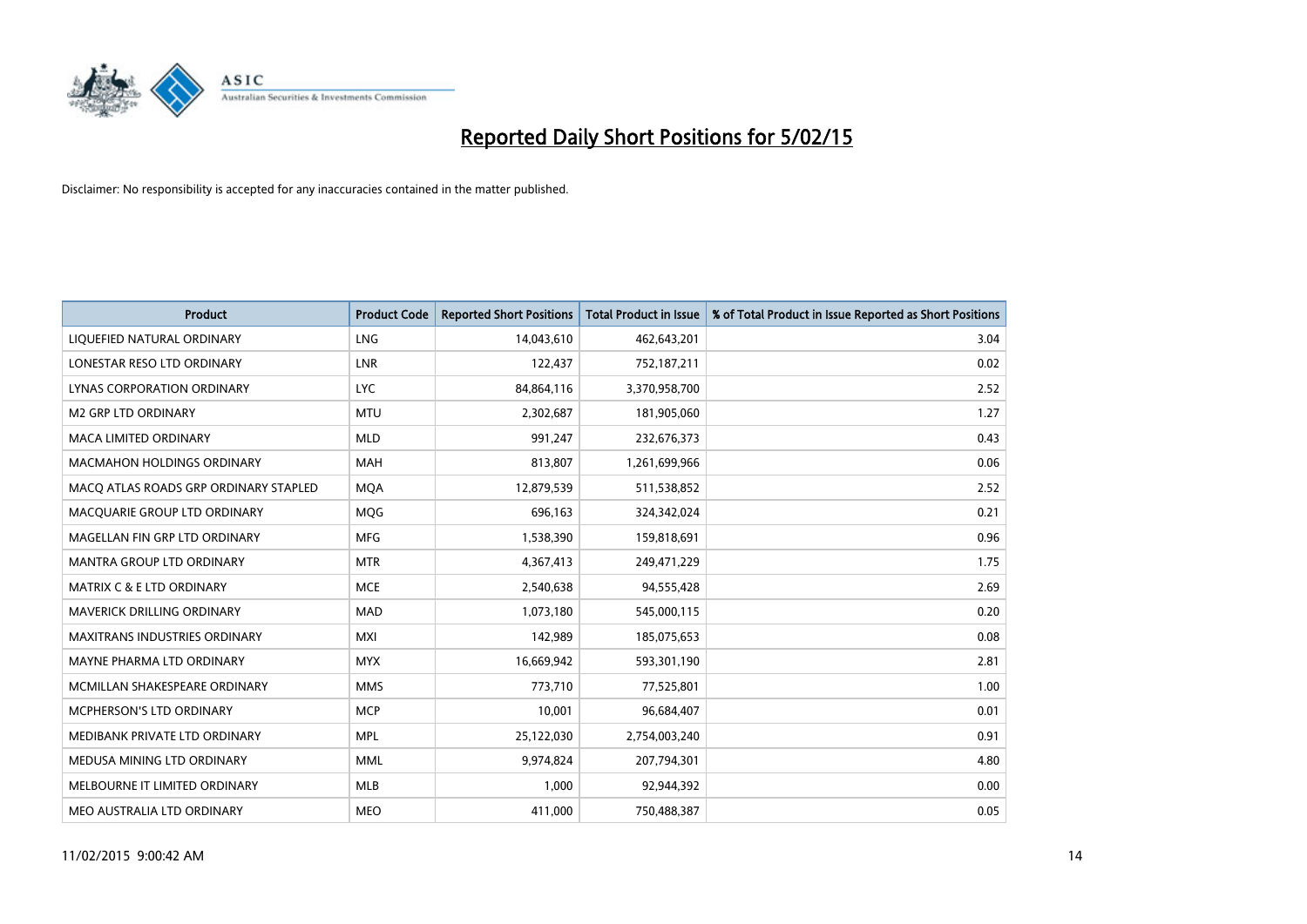# Reported Daily Short Positions for 5/02/15

Disclaimer: No responsibility is accepted for any inaccuracies contained in the matter published.

| Product | Product Code | Reported Short Positions | Total Product in Issue | % of Total Product in Issue Reported as Short Positions |
|---|---|---|---|---|
| LIQUEFIED NATURAL ORDINARY | LNG | 14,043,610 | 462,643,201 | 3.04 |
| LONESTAR RESO LTD ORDINARY | LNR | 122,437 | 752,187,211 | 0.02 |
| LYNAS CORPORATION ORDINARY | LYC | 84,864,116 | 3,370,958,700 | 2.52 |
| M2 GRP LTD ORDINARY | MTU | 2,302,687 | 181,905,060 | 1.27 |
| MACA LIMITED ORDINARY | MLD | 991,247 | 232,676,373 | 0.43 |
| MACMAHON HOLDINGS ORDINARY | MAH | 813,807 | 1,261,699,966 | 0.06 |
| MACQ ATLAS ROADS GRP ORDINARY STAPLED | MQA | 12,879,539 | 511,538,852 | 2.52 |
| MACQUARIE GROUP LTD ORDINARY | MQG | 696,163 | 324,342,024 | 0.21 |
| MAGELLAN FIN GRP LTD ORDINARY | MFG | 1,538,390 | 159,818,691 | 0.96 |
| MANTRA GROUP LTD ORDINARY | MTR | 4,367,413 | 249,471,229 | 1.75 |
| MATRIX C & E LTD ORDINARY | MCE | 2,540,638 | 94,555,428 | 2.69 |
| MAVERICK DRILLING ORDINARY | MAD | 1,073,180 | 545,000,115 | 0.20 |
| MAXITRANS INDUSTRIES ORDINARY | MXI | 142,989 | 185,075,653 | 0.08 |
| MAYNE PHARMA LTD ORDINARY | MYX | 16,669,942 | 593,301,190 | 2.81 |
| MCMILLAN SHAKESPEARE ORDINARY | MMS | 773,710 | 77,525,801 | 1.00 |
| MCPHERSON'S LTD ORDINARY | MCP | 10,001 | 96,684,407 | 0.01 |
| MEDIBANK PRIVATE LTD ORDINARY | MPL | 25,122,030 | 2,754,003,240 | 0.91 |
| MEDUSA MINING LTD ORDINARY | MML | 9,974,824 | 207,794,301 | 4.80 |
| MELBOURNE IT LIMITED ORDINARY | MLB | 1,000 | 92,944,392 | 0.00 |
| MEO AUSTRALIA LTD ORDINARY | MEO | 411,000 | 750,488,387 | 0.05 |

11/02/2015 9:00:42 AM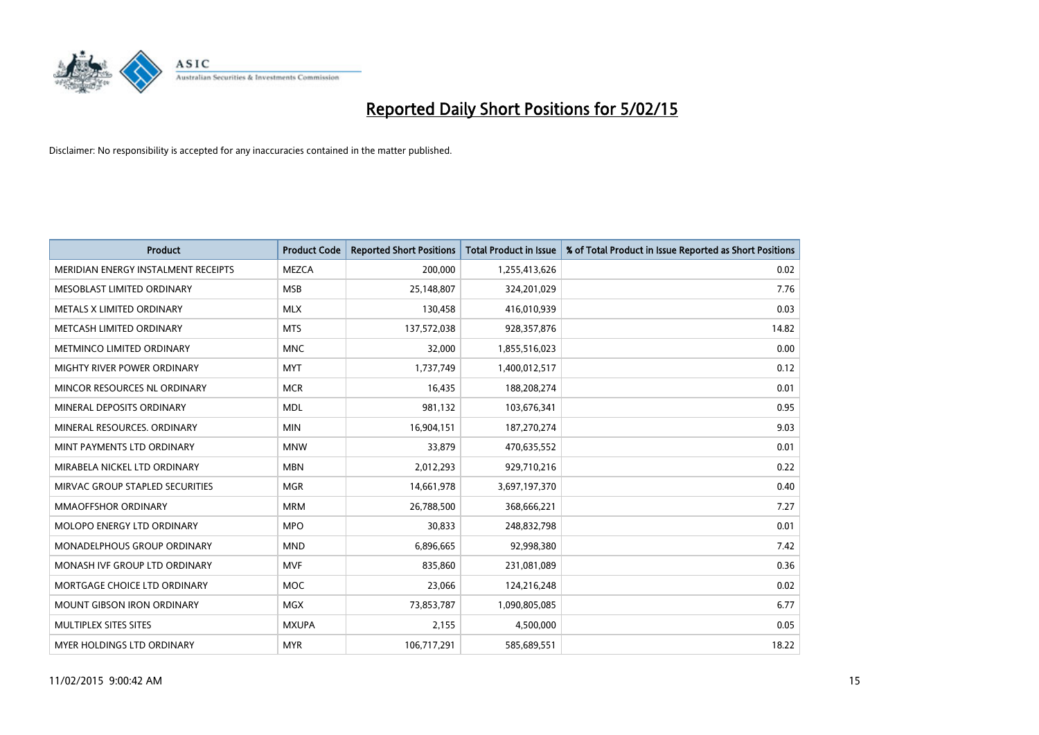# Reported Daily Short Positions for 5/02/15

Disclaimer: No responsibility is accepted for any inaccuracies contained in the matter published.

| Product | Product Code | Reported Short Positions | Total Product in Issue | % of Total Product in Issue Reported as Short Positions |
|---|---|---|---|---|
| MERIDIAN ENERGY INSTALMENT RECEIPTS | MEZCA | 200,000 | 1,255,413,626 | 0.02 |
| MESOBLAST LIMITED ORDINARY | MSB | 25,148,807 | 324,201,029 | 7.76 |
| METALS X LIMITED ORDINARY | MLX | 130,458 | 416,010,939 | 0.03 |
| METCASH LIMITED ORDINARY | MTS | 137,572,038 | 928,357,876 | 14.82 |
| METMINCO LIMITED ORDINARY | MNC | 32,000 | 1,855,516,023 | 0.00 |
| MIGHTY RIVER POWER ORDINARY | MYT | 1,737,749 | 1,400,012,517 | 0.12 |
| MINCOR RESOURCES NL ORDINARY | MCR | 16,435 | 188,208,274 | 0.01 |
| MINERAL DEPOSITS ORDINARY | MDL | 981,132 | 103,676,341 | 0.95 |
| MINERAL RESOURCES. ORDINARY | MIN | 16,904,151 | 187,270,274 | 9.03 |
| MINT PAYMENTS LTD ORDINARY | MNW | 33,879 | 470,635,552 | 0.01 |
| MIRABELA NICKEL LTD ORDINARY | MBN | 2,012,293 | 929,710,216 | 0.22 |
| MIRVAC GROUP STAPLED SECURITIES | MGR | 14,661,978 | 3,697,197,370 | 0.40 |
| MMAOFFSHOR ORDINARY | MRM | 26,788,500 | 368,666,221 | 7.27 |
| MOLOPO ENERGY LTD ORDINARY | MPO | 30,833 | 248,832,798 | 0.01 |
| MONADELPHOUS GROUP ORDINARY | MND | 6,896,665 | 92,998,380 | 7.42 |
| MONASH IVF GROUP LTD ORDINARY | MVF | 835,860 | 231,081,089 | 0.36 |
| MORTGAGE CHOICE LTD ORDINARY | MOC | 23,066 | 124,216,248 | 0.02 |
| MOUNT GIBSON IRON ORDINARY | MGX | 73,853,787 | 1,090,805,085 | 6.77 |
| MULTIPLEX SITES SITES | MXUPA | 2,155 | 4,500,000 | 0.05 |
| MYER HOLDINGS LTD ORDINARY | MYR | 106,717,291 | 585,689,551 | 18.22 |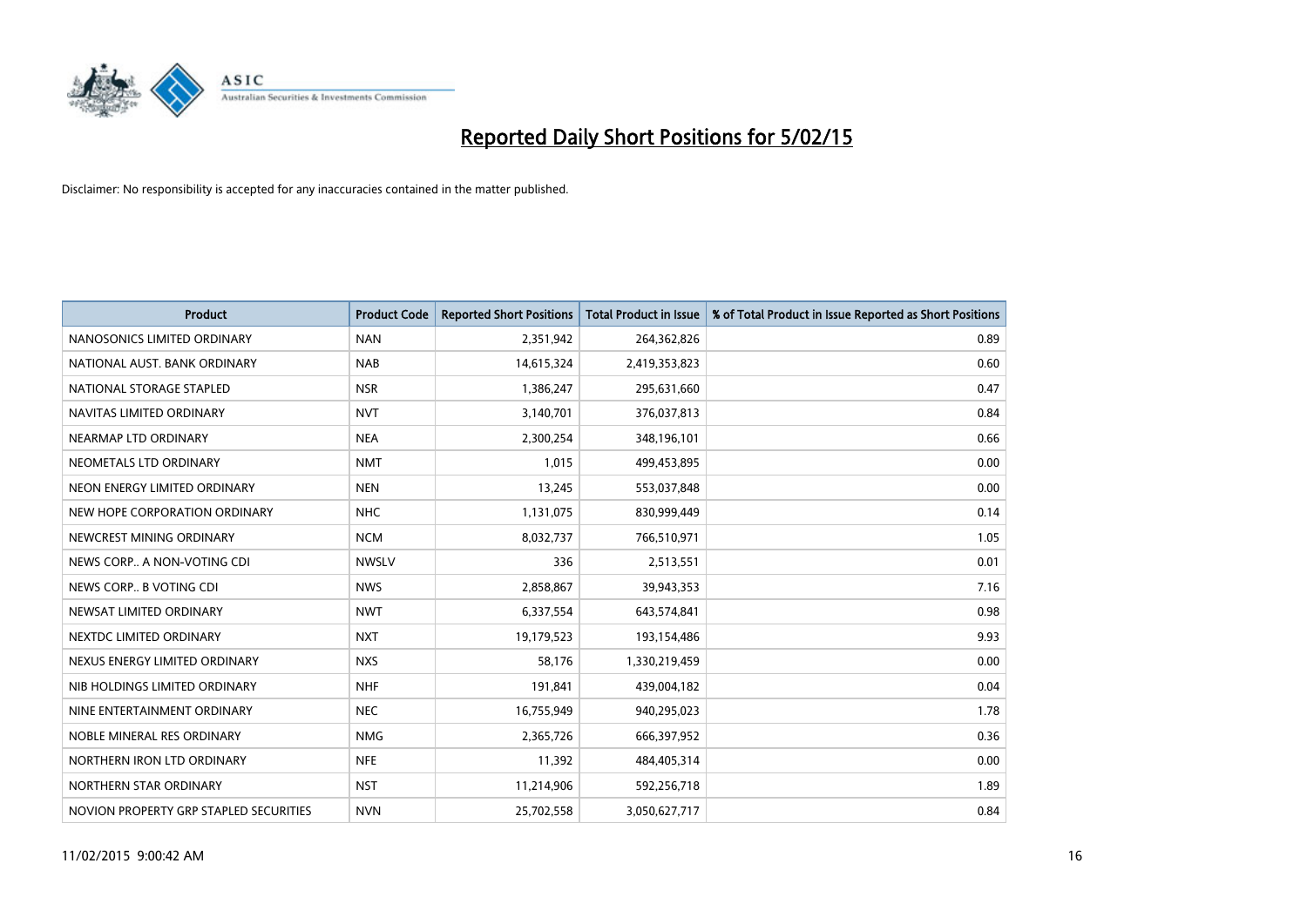# Reported Daily Short Positions for 5/02/15

Disclaimer: No responsibility is accepted for any inaccuracies contained in the matter published.

| Product | Product Code | Reported Short Positions | Total Product in Issue | % of Total Product in Issue Reported as Short Positions |
|---|---|---|---|---|
| NANOSONICS LIMITED ORDINARY | NAN | 2,351,942 | 264,362,826 | 0.89 |
| NATIONAL AUST. BANK ORDINARY | NAB | 14,615,324 | 2,419,353,823 | 0.60 |
| NATIONAL STORAGE STAPLED | NSR | 1,386,247 | 295,631,660 | 0.47 |
| NAVITAS LIMITED ORDINARY | NVT | 3,140,701 | 376,037,813 | 0.84 |
| NEARMAP LTD ORDINARY | NEA | 2,300,254 | 348,196,101 | 0.66 |
| NEOMETALS LTD ORDINARY | NMT | 1,015 | 499,453,895 | 0.00 |
| NEON ENERGY LIMITED ORDINARY | NEN | 13,245 | 553,037,848 | 0.00 |
| NEW HOPE CORPORATION ORDINARY | NHC | 1,131,075 | 830,999,449 | 0.14 |
| NEWCREST MINING ORDINARY | NCM | 8,032,737 | 766,510,971 | 1.05 |
| NEWS CORP.. A NON-VOTING CDI | NWSLV | 336 | 2,513,551 | 0.01 |
| NEWS CORP.. B VOTING CDI | NWS | 2,858,867 | 39,943,353 | 7.16 |
| NEWSAT LIMITED ORDINARY | NWT | 6,337,554 | 643,574,841 | 0.98 |
| NEXTDC LIMITED ORDINARY | NXT | 19,179,523 | 193,154,486 | 9.93 |
| NEXUS ENERGY LIMITED ORDINARY | NXS | 58,176 | 1,330,219,459 | 0.00 |
| NIB HOLDINGS LIMITED ORDINARY | NHF | 191,841 | 439,004,182 | 0.04 |
| NINE ENTERTAINMENT ORDINARY | NEC | 16,755,949 | 940,295,023 | 1.78 |
| NOBLE MINERAL RES ORDINARY | NMG | 2,365,726 | 666,397,952 | 0.36 |
| NORTHERN IRON LTD ORDINARY | NFE | 11,392 | 484,405,314 | 0.00 |
| NORTHERN STAR ORDINARY | NST | 11,214,906 | 592,256,718 | 1.89 |
| NOVION PROPERTY GRP STAPLED SECURITIES | NVN | 25,702,558 | 3,050,627,717 | 0.84 |

11/02/2015 9:00:42 AM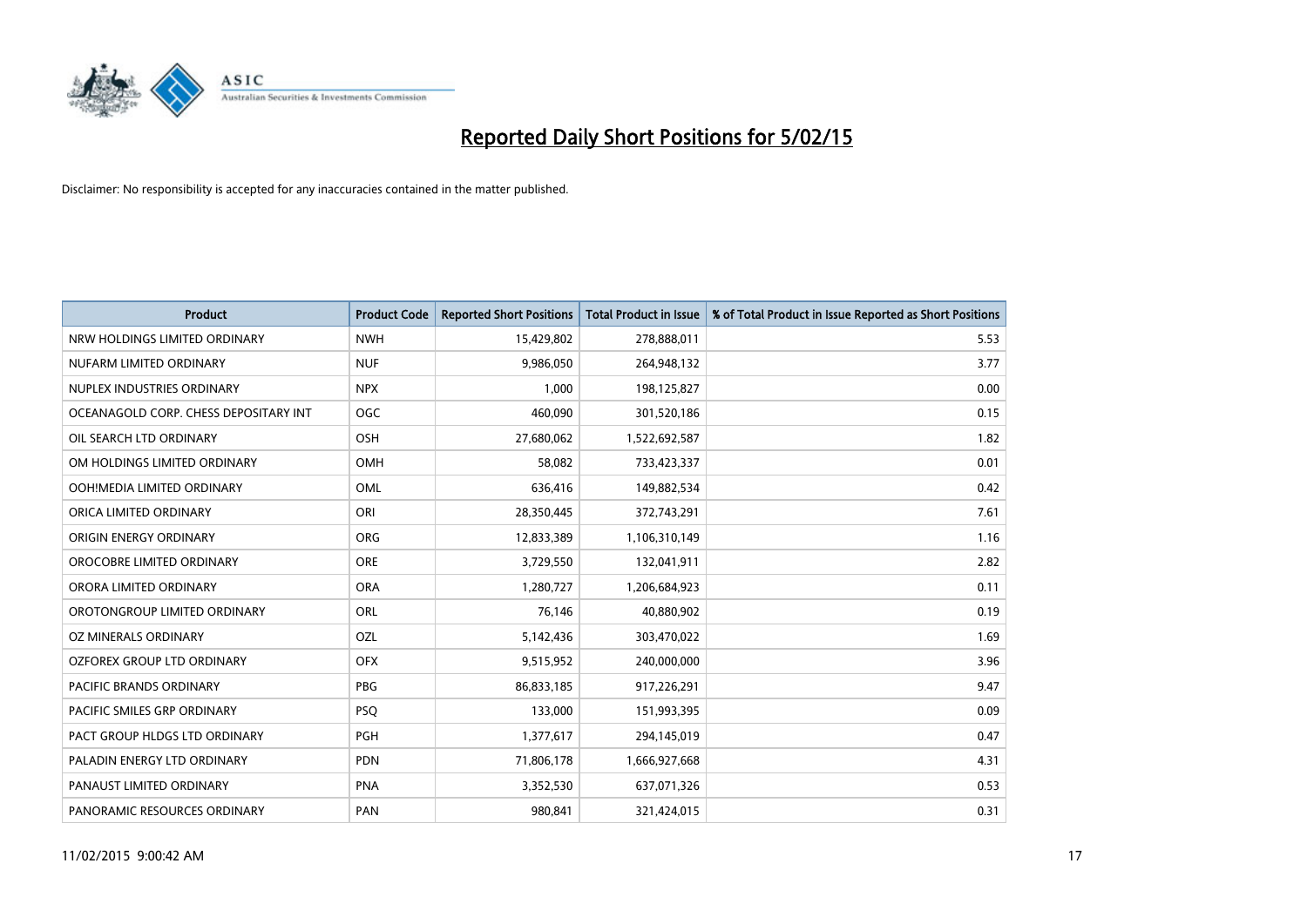# Reported Daily Short Positions for 5/02/15

Disclaimer: No responsibility is accepted for any inaccuracies contained in the matter published.

| Product | Product Code | Reported Short Positions | Total Product in Issue | % of Total Product in Issue Reported as Short Positions |
|---|---|---|---|---|
| NRW HOLDINGS LIMITED ORDINARY | NWH | 15,429,802 | 278,888,011 | 5.53 |
| NUFARM LIMITED ORDINARY | NUF | 9,986,050 | 264,948,132 | 3.77 |
| NUPLEX INDUSTRIES ORDINARY | NPX | 1,000 | 198,125,827 | 0.00 |
| OCEANAGOLD CORP. CHESS DEPOSITARY INT | OGC | 460,090 | 301,520,186 | 0.15 |
| OIL SEARCH LTD ORDINARY | OSH | 27,680,062 | 1,522,692,587 | 1.82 |
| OM HOLDINGS LIMITED ORDINARY | OMH | 58,082 | 733,423,337 | 0.01 |
| OOH!MEDIA LIMITED ORDINARY | OML | 636,416 | 149,882,534 | 0.42 |
| ORICA LIMITED ORDINARY | ORI | 28,350,445 | 372,743,291 | 7.61 |
| ORIGIN ENERGY ORDINARY | ORG | 12,833,389 | 1,106,310,149 | 1.16 |
| OROCOBRE LIMITED ORDINARY | ORE | 3,729,550 | 132,041,911 | 2.82 |
| ORORA LIMITED ORDINARY | ORA | 1,280,727 | 1,206,684,923 | 0.11 |
| OROTONGROUP LIMITED ORDINARY | ORL | 76,146 | 40,880,902 | 0.19 |
| OZ MINERALS ORDINARY | OZL | 5,142,436 | 303,470,022 | 1.69 |
| OZFOREX GROUP LTD ORDINARY | OFX | 9,515,952 | 240,000,000 | 3.96 |
| PACIFIC BRANDS ORDINARY | PBG | 86,833,185 | 917,226,291 | 9.47 |
| PACIFIC SMILES GRP ORDINARY | PSQ | 133,000 | 151,993,395 | 0.09 |
| PACT GROUP HLDGS LTD ORDINARY | PGH | 1,377,617 | 294,145,019 | 0.47 |
| PALADIN ENERGY LTD ORDINARY | PDN | 71,806,178 | 1,666,927,668 | 4.31 |
| PANAUST LIMITED ORDINARY | PNA | 3,352,530 | 637,071,326 | 0.53 |
| PANORAMIC RESOURCES ORDINARY | PAN | 980,841 | 321,424,015 | 0.31 |

11/02/2015 9:00:42 AM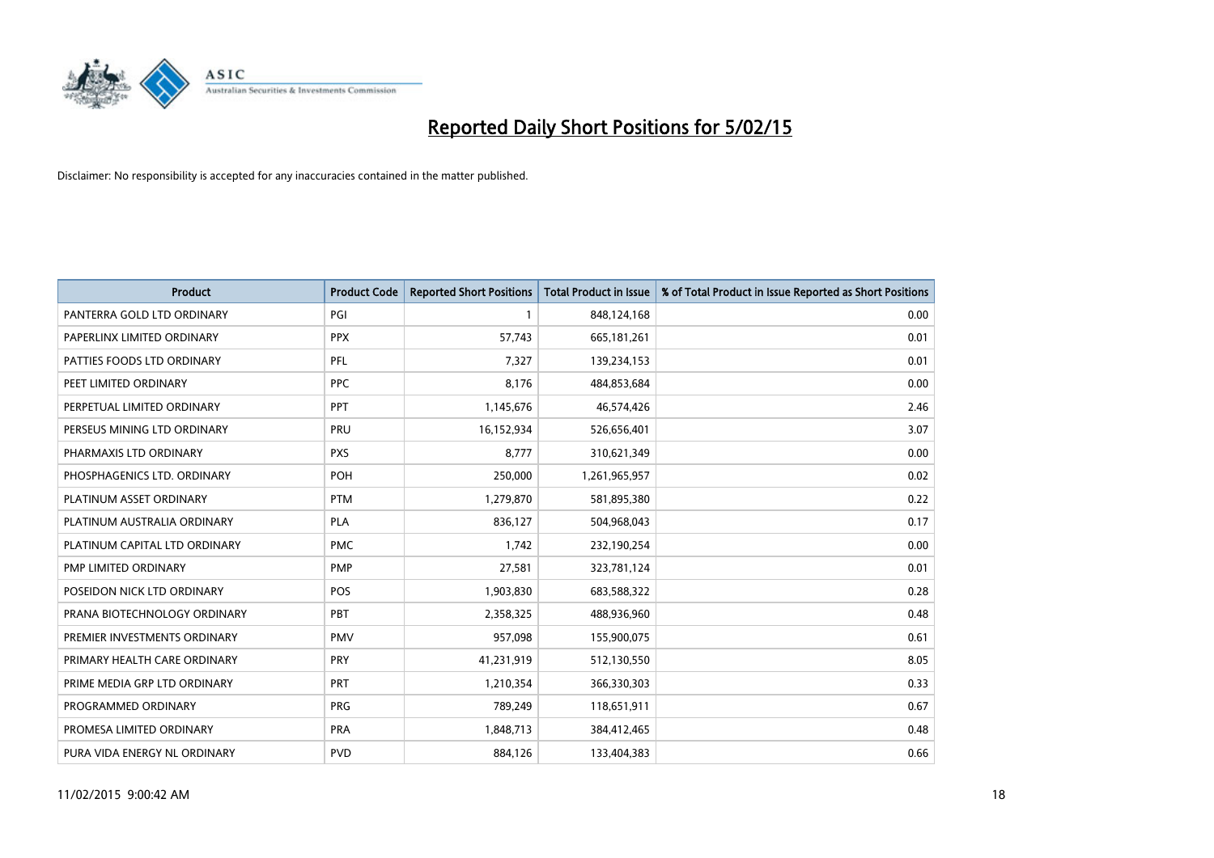# Reported Daily Short Positions for 5/02/15

Disclaimer: No responsibility is accepted for any inaccuracies contained in the matter published.

| Product | Product Code | Reported Short Positions | Total Product in Issue | % of Total Product in Issue Reported as Short Positions |
|---|---|---|---|---|
| PANTERRA GOLD LTD ORDINARY | PGI | 1 | 848,124,168 | 0.00 |
| PAPERLINX LIMITED ORDINARY | PPX | 57,743 | 665,181,261 | 0.01 |
| PATTIES FOODS LTD ORDINARY | PFL | 7,327 | 139,234,153 | 0.01 |
| PEET LIMITED ORDINARY | PPC | 8,176 | 484,853,684 | 0.00 |
| PERPETUAL LIMITED ORDINARY | PPT | 1,145,676 | 46,574,426 | 2.46 |
| PERSEUS MINING LTD ORDINARY | PRU | 16,152,934 | 526,656,401 | 3.07 |
| PHARMAXIS LTD ORDINARY | PXS | 8,777 | 310,621,349 | 0.00 |
| PHOSPHAGENICS LTD. ORDINARY | POH | 250,000 | 1,261,965,957 | 0.02 |
| PLATINUM ASSET ORDINARY | PTM | 1,279,870 | 581,895,380 | 0.22 |
| PLATINUM AUSTRALIA ORDINARY | PLA | 836,127 | 504,968,043 | 0.17 |
| PLATINUM CAPITAL LTD ORDINARY | PMC | 1,742 | 232,190,254 | 0.00 |
| PMP LIMITED ORDINARY | PMP | 27,581 | 323,781,124 | 0.01 |
| POSEIDON NICK LTD ORDINARY | POS | 1,903,830 | 683,588,322 | 0.28 |
| PRANA BIOTECHNOLOGY ORDINARY | PBT | 2,358,325 | 488,936,960 | 0.48 |
| PREMIER INVESTMENTS ORDINARY | PMV | 957,098 | 155,900,075 | 0.61 |
| PRIMARY HEALTH CARE ORDINARY | PRY | 41,231,919 | 512,130,550 | 8.05 |
| PRIME MEDIA GRP LTD ORDINARY | PRT | 1,210,354 | 366,330,303 | 0.33 |
| PROGRAMMED ORDINARY | PRG | 789,249 | 118,651,911 | 0.67 |
| PROMESA LIMITED ORDINARY | PRA | 1,848,713 | 384,412,465 | 0.48 |
| PURA VIDA ENERGY NL ORDINARY | PVD | 884,126 | 133,404,383 | 0.66 |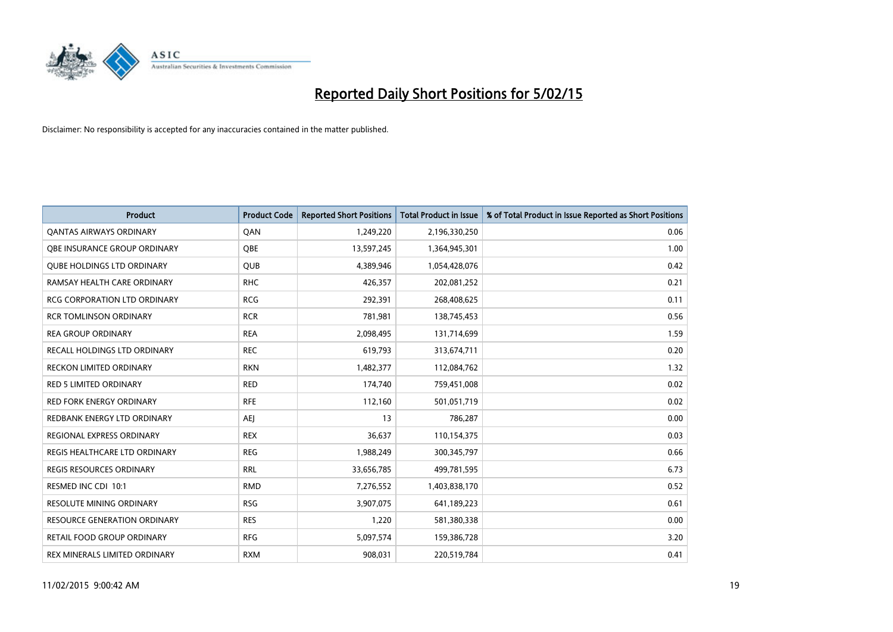# Reported Daily Short Positions for 5/02/15

Disclaimer: No responsibility is accepted for any inaccuracies contained in the matter published.

| Product | Product Code | Reported Short Positions | Total Product in Issue | % of Total Product in Issue Reported as Short Positions |
|---|---|---|---|---|
| QANTAS AIRWAYS ORDINARY | QAN | 1,249,220 | 2,196,330,250 | 0.06 |
| QBE INSURANCE GROUP ORDINARY | QBE | 13,597,245 | 1,364,945,301 | 1.00 |
| QUBE HOLDINGS LTD ORDINARY | QUB | 4,389,946 | 1,054,428,076 | 0.42 |
| RAMSAY HEALTH CARE ORDINARY | RHC | 426,357 | 202,081,252 | 0.21 |
| RCG CORPORATION LTD ORDINARY | RCG | 292,391 | 268,408,625 | 0.11 |
| RCR TOMLINSON ORDINARY | RCR | 781,981 | 138,745,453 | 0.56 |
| REA GROUP ORDINARY | REA | 2,098,495 | 131,714,699 | 1.59 |
| RECALL HOLDINGS LTD ORDINARY | REC | 619,793 | 313,674,711 | 0.20 |
| RECKON LIMITED ORDINARY | RKN | 1,482,377 | 112,084,762 | 1.32 |
| RED 5 LIMITED ORDINARY | RED | 174,740 | 759,451,008 | 0.02 |
| RED FORK ENERGY ORDINARY | RFE | 112,160 | 501,051,719 | 0.02 |
| REDBANK ENERGY LTD ORDINARY | AEJ | 13 | 786,287 | 0.00 |
| REGIONAL EXPRESS ORDINARY | REX | 36,637 | 110,154,375 | 0.03 |
| REGIS HEALTHCARE LTD ORDINARY | REG | 1,988,249 | 300,345,797 | 0.66 |
| REGIS RESOURCES ORDINARY | RRL | 33,656,785 | 499,781,595 | 6.73 |
| RESMED INC CDI 10:1 | RMD | 7,276,552 | 1,403,838,170 | 0.52 |
| RESOLUTE MINING ORDINARY | RSG | 3,907,075 | 641,189,223 | 0.61 |
| RESOURCE GENERATION ORDINARY | RES | 1,220 | 581,380,338 | 0.00 |
| RETAIL FOOD GROUP ORDINARY | RFG | 5,097,574 | 159,386,728 | 3.20 |
| REX MINERALS LIMITED ORDINARY | RXM | 908,031 | 220,519,784 | 0.41 |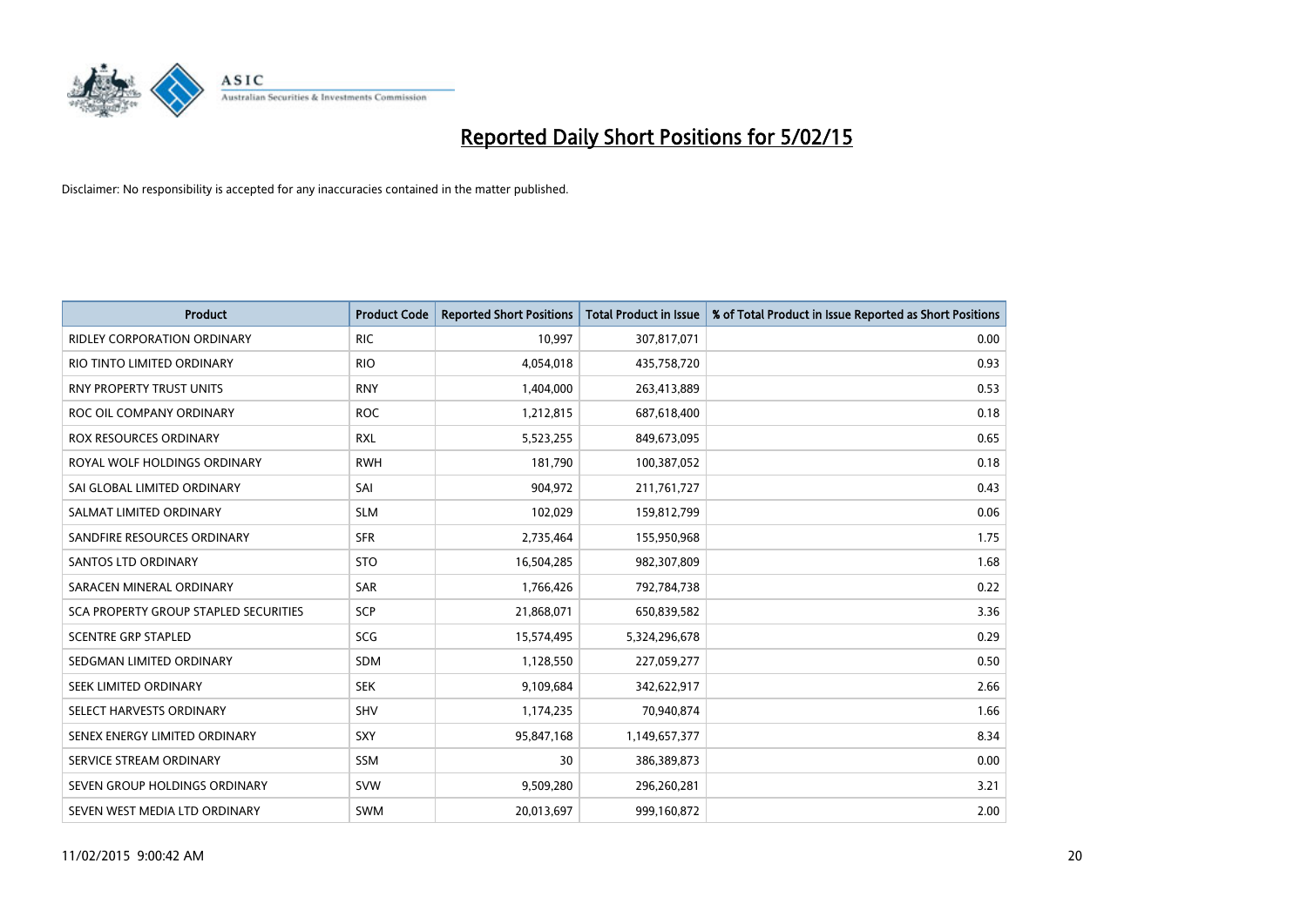# Reported Daily Short Positions for 5/02/15

Disclaimer: No responsibility is accepted for any inaccuracies contained in the matter published.

| Product | Product Code | Reported Short Positions | Total Product in Issue | % of Total Product in Issue Reported as Short Positions |
|---|---|---|---|---|
| RIDLEY CORPORATION ORDINARY | RIC | 10,997 | 307,817,071 | 0.00 |
| RIO TINTO LIMITED ORDINARY | RIO | 4,054,018 | 435,758,720 | 0.93 |
| RNY PROPERTY TRUST UNITS | RNY | 1,404,000 | 263,413,889 | 0.53 |
| ROC OIL COMPANY ORDINARY | ROC | 1,212,815 | 687,618,400 | 0.18 |
| ROX RESOURCES ORDINARY | RXL | 5,523,255 | 849,673,095 | 0.65 |
| ROYAL WOLF HOLDINGS ORDINARY | RWH | 181,790 | 100,387,052 | 0.18 |
| SAI GLOBAL LIMITED ORDINARY | SAI | 904,972 | 211,761,727 | 0.43 |
| SALMAT LIMITED ORDINARY | SLM | 102,029 | 159,812,799 | 0.06 |
| SANDFIRE RESOURCES ORDINARY | SFR | 2,735,464 | 155,950,968 | 1.75 |
| SANTOS LTD ORDINARY | STO | 16,504,285 | 982,307,809 | 1.68 |
| SARACEN MINERAL ORDINARY | SAR | 1,766,426 | 792,784,738 | 0.22 |
| SCA PROPERTY GROUP STAPLED SECURITIES | SCP | 21,868,071 | 650,839,582 | 3.36 |
| SCENTRE GRP STAPLED | SCG | 15,574,495 | 5,324,296,678 | 0.29 |
| SEDGMAN LIMITED ORDINARY | SDM | 1,128,550 | 227,059,277 | 0.50 |
| SEEK LIMITED ORDINARY | SEK | 9,109,684 | 342,622,917 | 2.66 |
| SELECT HARVESTS ORDINARY | SHV | 1,174,235 | 70,940,874 | 1.66 |
| SENEX ENERGY LIMITED ORDINARY | SXY | 95,847,168 | 1,149,657,377 | 8.34 |
| SERVICE STREAM ORDINARY | SSM | 30 | 386,389,873 | 0.00 |
| SEVEN GROUP HOLDINGS ORDINARY | SVW | 9,509,280 | 296,260,281 | 3.21 |
| SEVEN WEST MEDIA LTD ORDINARY | SWM | 20,013,697 | 999,160,872 | 2.00 |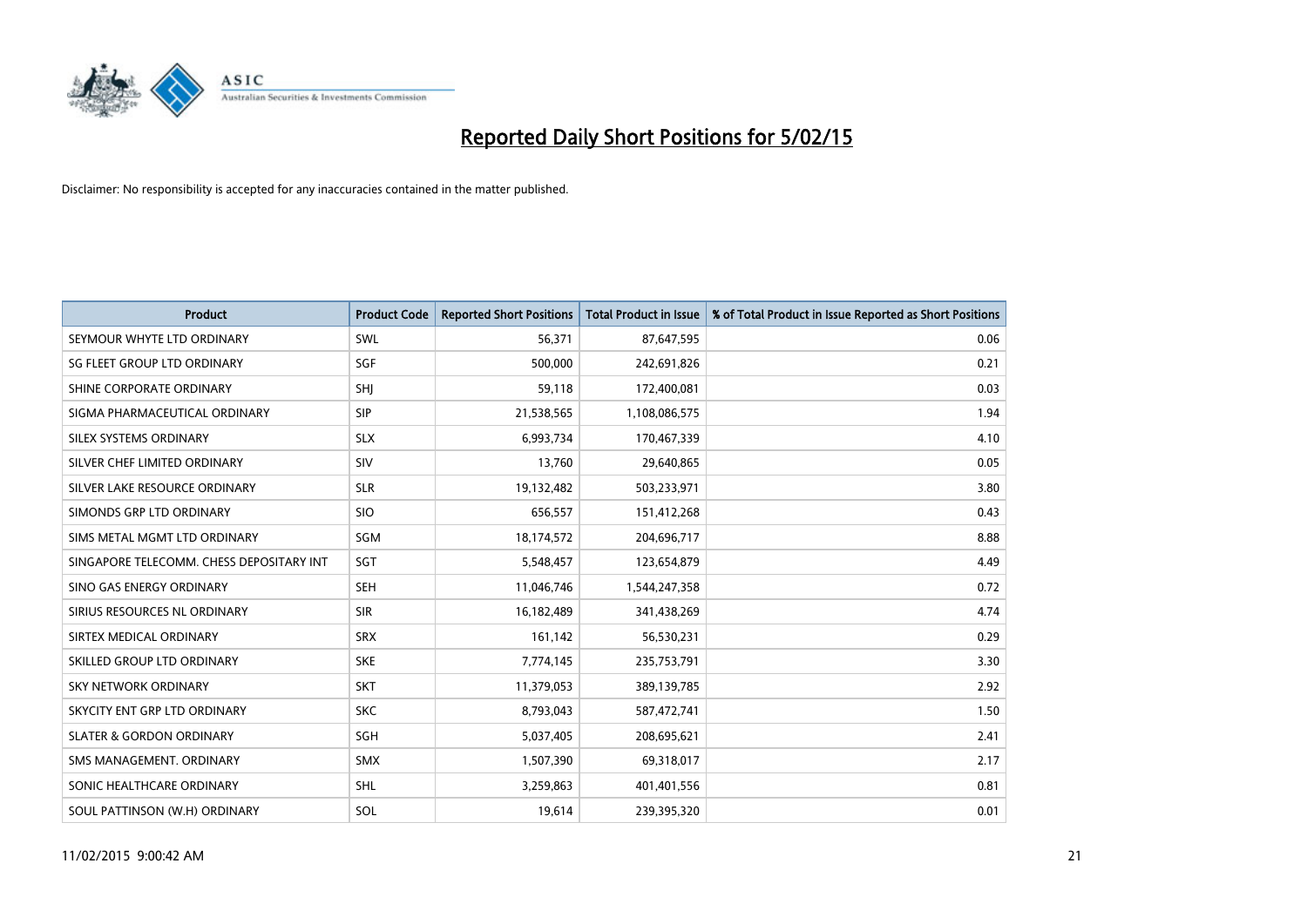# Reported Daily Short Positions for 5/02/15

Disclaimer: No responsibility is accepted for any inaccuracies contained in the matter published.

| Product | Product Code | Reported Short Positions | Total Product in Issue | % of Total Product in Issue Reported as Short Positions |
|---|---|---|---|---|
| SEYMOUR WHYTE LTD ORDINARY | SWL | 56,371 | 87,647,595 | 0.06 |
| SG FLEET GROUP LTD ORDINARY | SGF | 500,000 | 242,691,826 | 0.21 |
| SHINE CORPORATE ORDINARY | SHJ | 59,118 | 172,400,081 | 0.03 |
| SIGMA PHARMACEUTICAL ORDINARY | SIP | 21,538,565 | 1,108,086,575 | 1.94 |
| SILEX SYSTEMS ORDINARY | SLX | 6,993,734 | 170,467,339 | 4.10 |
| SILVER CHEF LIMITED ORDINARY | SIV | 13,760 | 29,640,865 | 0.05 |
| SILVER LAKE RESOURCE ORDINARY | SLR | 19,132,482 | 503,233,971 | 3.80 |
| SIMONDS GRP LTD ORDINARY | SIO | 656,557 | 151,412,268 | 0.43 |
| SIMS METAL MGMT LTD ORDINARY | SGM | 18,174,572 | 204,696,717 | 8.88 |
| SINGAPORE TELECOMM. CHESS DEPOSITARY INT | SGT | 5,548,457 | 123,654,879 | 4.49 |
| SINO GAS ENERGY ORDINARY | SEH | 11,046,746 | 1,544,247,358 | 0.72 |
| SIRIUS RESOURCES NL ORDINARY | SIR | 16,182,489 | 341,438,269 | 4.74 |
| SIRTEX MEDICAL ORDINARY | SRX | 161,142 | 56,530,231 | 0.29 |
| SKILLED GROUP LTD ORDINARY | SKE | 7,774,145 | 235,753,791 | 3.30 |
| SKY NETWORK ORDINARY | SKT | 11,379,053 | 389,139,785 | 2.92 |
| SKYCITY ENT GRP LTD ORDINARY | SKC | 8,793,043 | 587,472,741 | 1.50 |
| SLATER & GORDON ORDINARY | SGH | 5,037,405 | 208,695,621 | 2.41 |
| SMS MANAGEMENT. ORDINARY | SMX | 1,507,390 | 69,318,017 | 2.17 |
| SONIC HEALTHCARE ORDINARY | SHL | 3,259,863 | 401,401,556 | 0.81 |
| SOUL PATTINSON (W.H) ORDINARY | SOL | 19,614 | 239,395,320 | 0.01 |

11/02/2015 9:00:42 AM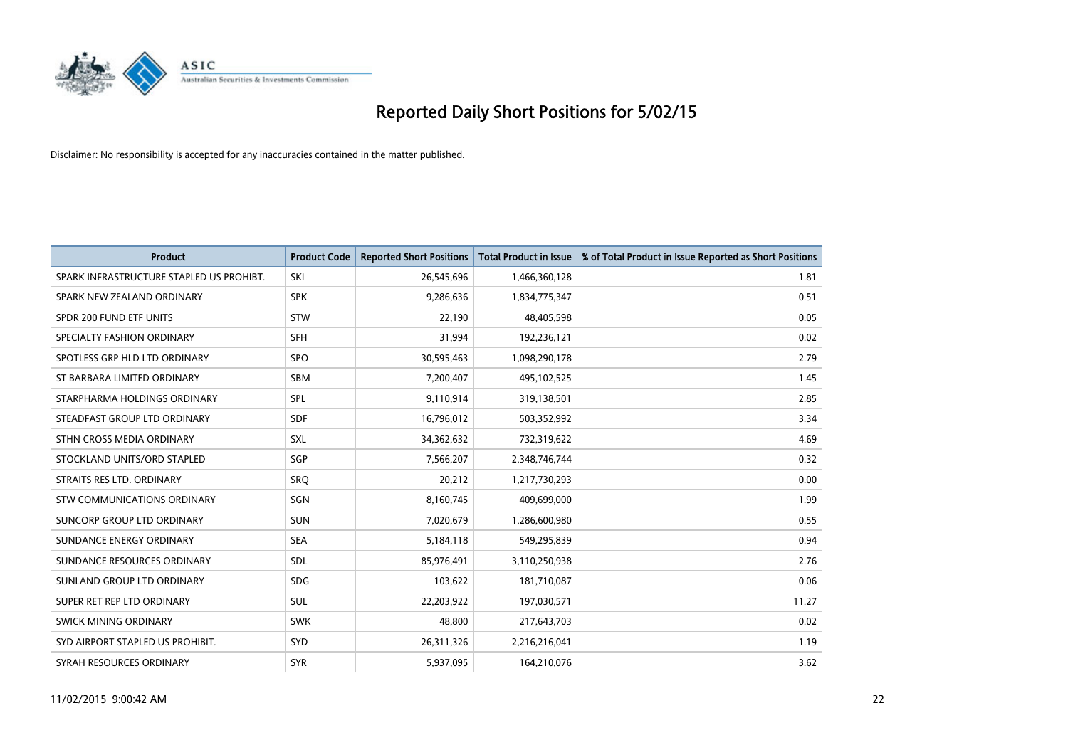# Reported Daily Short Positions for 5/02/15

Disclaimer: No responsibility is accepted for any inaccuracies contained in the matter published.

| Product | Product Code | Reported Short Positions | Total Product in Issue | % of Total Product in Issue Reported as Short Positions |
|---|---|---|---|---|
| SPARK INFRASTRUCTURE STAPLED US PROHIBT. | SKI | 26,545,696 | 1,466,360,128 | 1.81 |
| SPARK NEW ZEALAND ORDINARY | SPK | 9,286,636 | 1,834,775,347 | 0.51 |
| SPDR 200 FUND ETF UNITS | STW | 22,190 | 48,405,598 | 0.05 |
| SPECIALTY FASHION ORDINARY | SFH | 31,994 | 192,236,121 | 0.02 |
| SPOTLESS GRP HLD LTD ORDINARY | SPO | 30,595,463 | 1,098,290,178 | 2.79 |
| ST BARBARA LIMITED ORDINARY | SBM | 7,200,407 | 495,102,525 | 1.45 |
| STARPHARMA HOLDINGS ORDINARY | SPL | 9,110,914 | 319,138,501 | 2.85 |
| STEADFAST GROUP LTD ORDINARY | SDF | 16,796,012 | 503,352,992 | 3.34 |
| STHN CROSS MEDIA ORDINARY | SXL | 34,362,632 | 732,319,622 | 4.69 |
| STOCKLAND UNITS/ORD STAPLED | SGP | 7,566,207 | 2,348,746,744 | 0.32 |
| STRAITS RES LTD. ORDINARY | SRQ | 20,212 | 1,217,730,293 | 0.00 |
| STW COMMUNICATIONS ORDINARY | SGN | 8,160,745 | 409,699,000 | 1.99 |
| SUNCORP GROUP LTD ORDINARY | SUN | 7,020,679 | 1,286,600,980 | 0.55 |
| SUNDANCE ENERGY ORDINARY | SEA | 5,184,118 | 549,295,839 | 0.94 |
| SUNDANCE RESOURCES ORDINARY | SDL | 85,976,491 | 3,110,250,938 | 2.76 |
| SUNLAND GROUP LTD ORDINARY | SDG | 103,622 | 181,710,087 | 0.06 |
| SUPER RET REP LTD ORDINARY | SUL | 22,203,922 | 197,030,571 | 11.27 |
| SWICK MINING ORDINARY | SWK | 48,800 | 217,643,703 | 0.02 |
| SYD AIRPORT STAPLED US PROHIBIT. | SYD | 26,311,326 | 2,216,216,041 | 1.19 |
| SYRAH RESOURCES ORDINARY | SYR | 5,937,095 | 164,210,076 | 3.62 |

11/02/2015 9:00:42 AM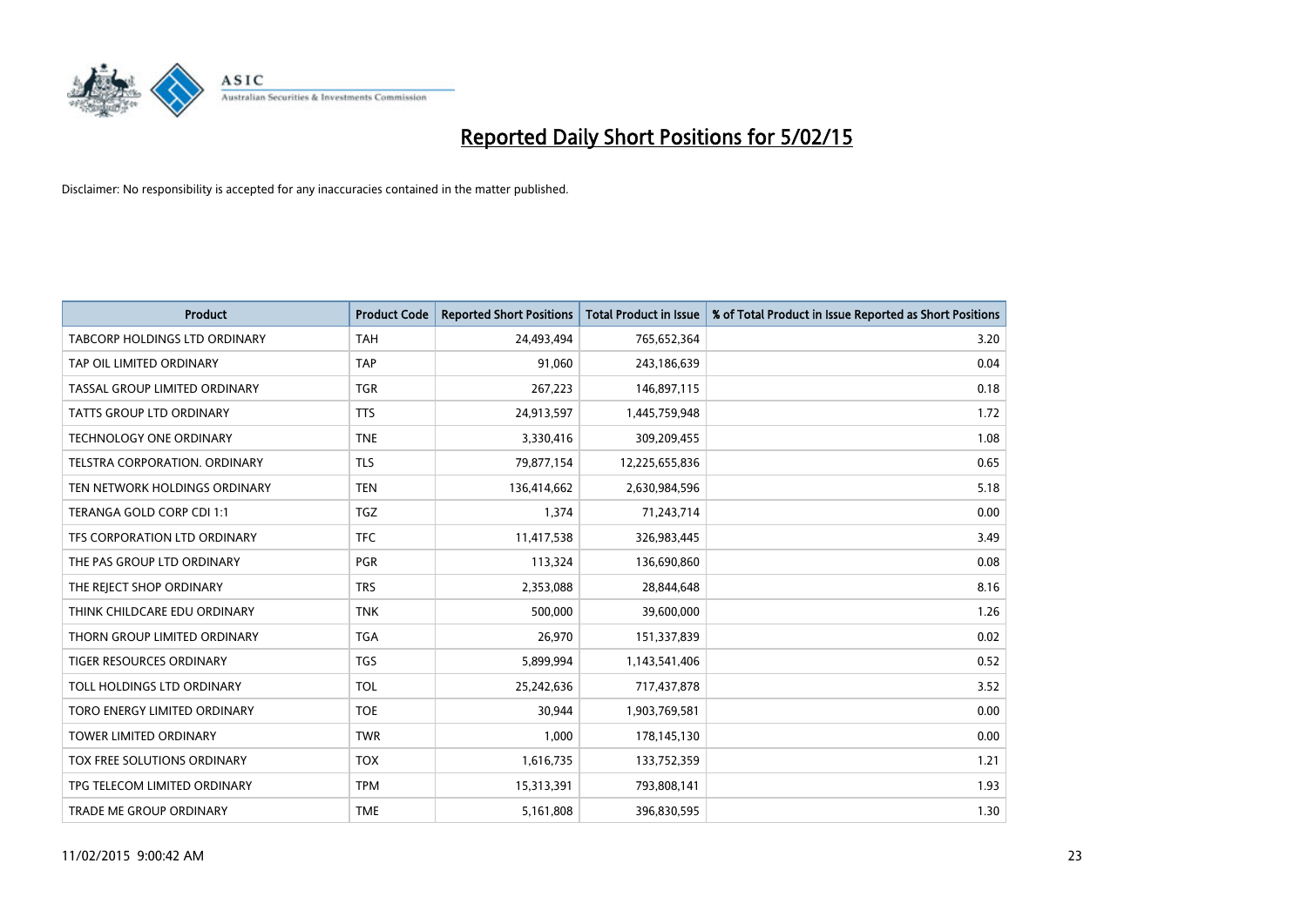# Reported Daily Short Positions for 5/02/15

Disclaimer: No responsibility is accepted for any inaccuracies contained in the matter published.

| Product | Product Code | Reported Short Positions | Total Product in Issue | % of Total Product in Issue Reported as Short Positions |
|---|---|---|---|---|
| TABCORP HOLDINGS LTD ORDINARY | TAH | 24,493,494 | 765,652,364 | 3.20 |
| TAP OIL LIMITED ORDINARY | TAP | 91,060 | 243,186,639 | 0.04 |
| TASSAL GROUP LIMITED ORDINARY | TGR | 267,223 | 146,897,115 | 0.18 |
| TATTS GROUP LTD ORDINARY | TTS | 24,913,597 | 1,445,759,948 | 1.72 |
| TECHNOLOGY ONE ORDINARY | TNE | 3,330,416 | 309,209,455 | 1.08 |
| TELSTRA CORPORATION. ORDINARY | TLS | 79,877,154 | 12,225,655,836 | 0.65 |
| TEN NETWORK HOLDINGS ORDINARY | TEN | 136,414,662 | 2,630,984,596 | 5.18 |
| TERANGA GOLD CORP CDI 1:1 | TGZ | 1,374 | 71,243,714 | 0.00 |
| TFS CORPORATION LTD ORDINARY | TFC | 11,417,538 | 326,983,445 | 3.49 |
| THE PAS GROUP LTD ORDINARY | PGR | 113,324 | 136,690,860 | 0.08 |
| THE REJECT SHOP ORDINARY | TRS | 2,353,088 | 28,844,648 | 8.16 |
| THINK CHILDCARE EDU ORDINARY | TNK | 500,000 | 39,600,000 | 1.26 |
| THORN GROUP LIMITED ORDINARY | TGA | 26,970 | 151,337,839 | 0.02 |
| TIGER RESOURCES ORDINARY | TGS | 5,899,994 | 1,143,541,406 | 0.52 |
| TOLL HOLDINGS LTD ORDINARY | TOL | 25,242,636 | 717,437,878 | 3.52 |
| TORO ENERGY LIMITED ORDINARY | TOE | 30,944 | 1,903,769,581 | 0.00 |
| TOWER LIMITED ORDINARY | TWR | 1,000 | 178,145,130 | 0.00 |
| TOX FREE SOLUTIONS ORDINARY | TOX | 1,616,735 | 133,752,359 | 1.21 |
| TPG TELECOM LIMITED ORDINARY | TPM | 15,313,391 | 793,808,141 | 1.93 |
| TRADE ME GROUP ORDINARY | TME | 5,161,808 | 396,830,595 | 1.30 |

11/02/2015 9:00:42 AM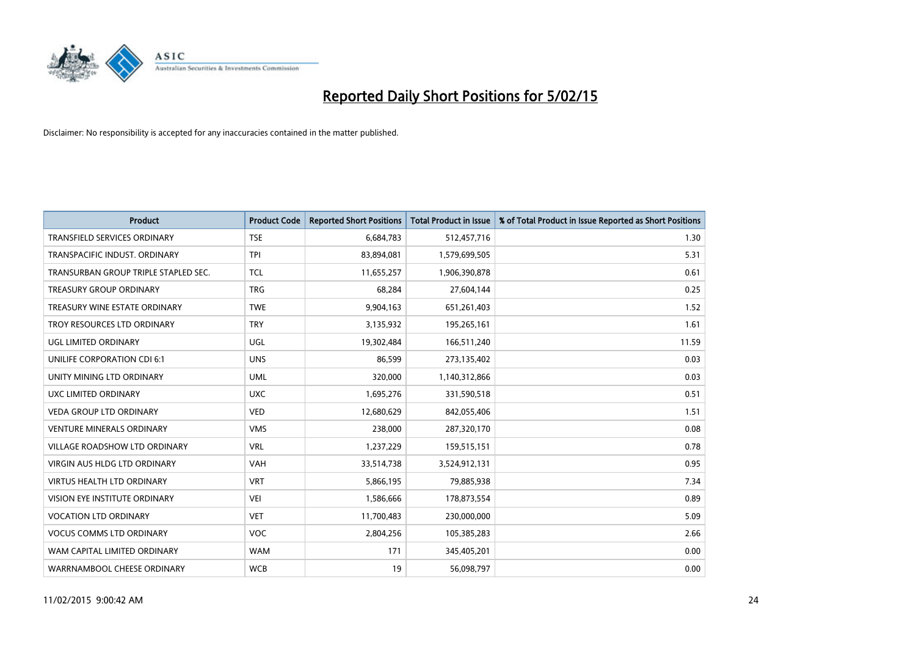# Reported Daily Short Positions for 5/02/15

Disclaimer: No responsibility is accepted for any inaccuracies contained in the matter published.

| Product | Product Code | Reported Short Positions | Total Product in Issue | % of Total Product in Issue Reported as Short Positions |
|---|---|---|---|---|
| TRANSFIELD SERVICES ORDINARY | TSE | 6,684,783 | 512,457,716 | 1.30 |
| TRANSPACIFIC INDUST. ORDINARY | TPI | 83,894,081 | 1,579,699,505 | 5.31 |
| TRANSURBAN GROUP TRIPLE STAPLED SEC. | TCL | 11,655,257 | 1,906,390,878 | 0.61 |
| TREASURY GROUP ORDINARY | TRG | 68,284 | 27,604,144 | 0.25 |
| TREASURY WINE ESTATE ORDINARY | TWE | 9,904,163 | 651,261,403 | 1.52 |
| TROY RESOURCES LTD ORDINARY | TRY | 3,135,932 | 195,265,161 | 1.61 |
| UGL LIMITED ORDINARY | UGL | 19,302,484 | 166,511,240 | 11.59 |
| UNILIFE CORPORATION CDI 6:1 | UNS | 86,599 | 273,135,402 | 0.03 |
| UNITY MINING LTD ORDINARY | UML | 320,000 | 1,140,312,866 | 0.03 |
| UXC LIMITED ORDINARY | UXC | 1,695,276 | 331,590,518 | 0.51 |
| VEDA GROUP LTD ORDINARY | VED | 12,680,629 | 842,055,406 | 1.51 |
| VENTURE MINERALS ORDINARY | VMS | 238,000 | 287,320,170 | 0.08 |
| VILLAGE ROADSHOW LTD ORDINARY | VRL | 1,237,229 | 159,515,151 | 0.78 |
| VIRGIN AUS HLDG LTD ORDINARY | VAH | 33,514,738 | 3,524,912,131 | 0.95 |
| VIRTUS HEALTH LTD ORDINARY | VRT | 5,866,195 | 79,885,938 | 7.34 |
| VISION EYE INSTITUTE ORDINARY | VEI | 1,586,666 | 178,873,554 | 0.89 |
| VOCATION LTD ORDINARY | VET | 11,700,483 | 230,000,000 | 5.09 |
| VOCUS COMMS LTD ORDINARY | VOC | 2,804,256 | 105,385,283 | 2.66 |
| WAM CAPITAL LIMITED ORDINARY | WAM | 171 | 345,405,201 | 0.00 |
| WARRNAMBOOL CHEESE ORDINARY | WCB | 19 | 56,098,797 | 0.00 |

11/02/2015 9:00:42 AM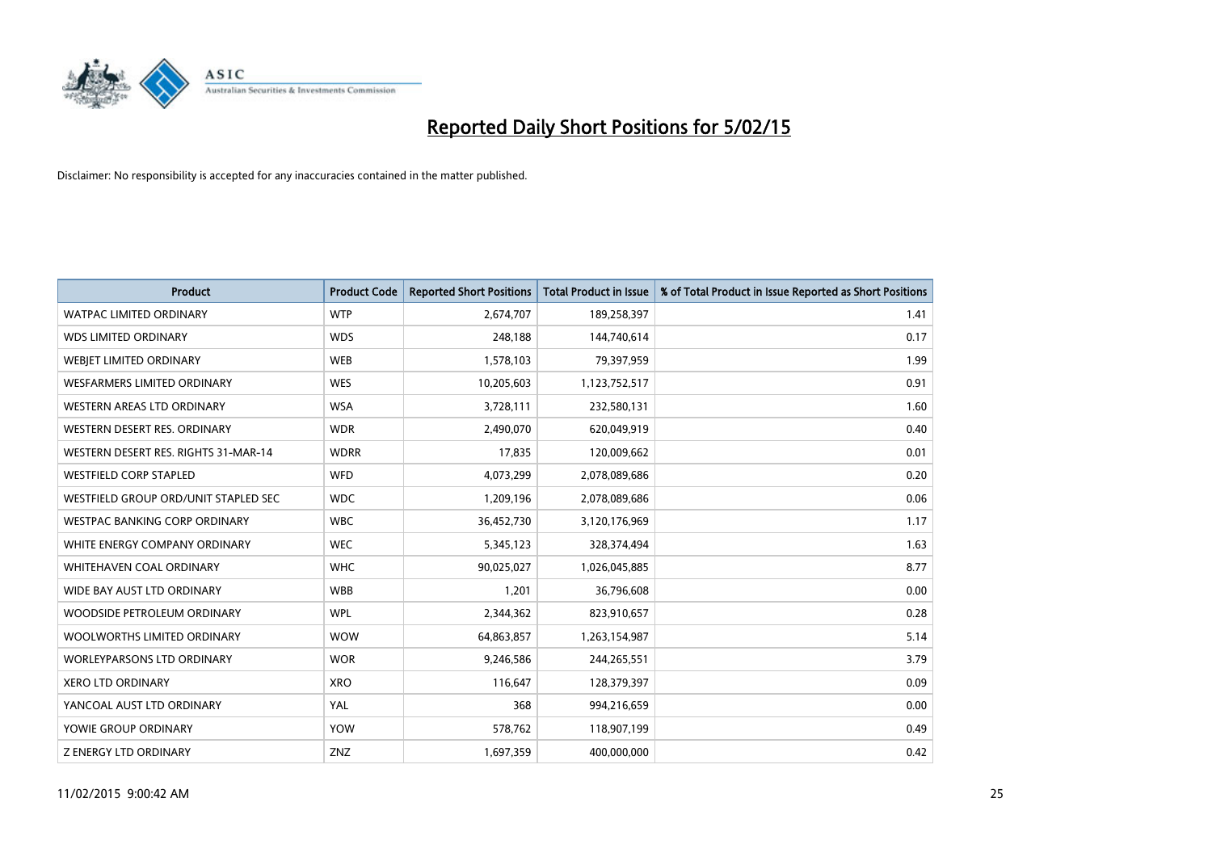# Reported Daily Short Positions for 5/02/15

Disclaimer: No responsibility is accepted for any inaccuracies contained in the matter published.

| Product | Product Code | Reported Short Positions | Total Product in Issue | % of Total Product in Issue Reported as Short Positions |
|---|---|---|---|---|
| WATPAC LIMITED ORDINARY | WTP | 2,674,707 | 189,258,397 | 1.41 |
| WDS LIMITED ORDINARY | WDS | 248,188 | 144,740,614 | 0.17 |
| WEBJET LIMITED ORDINARY | WEB | 1,578,103 | 79,397,959 | 1.99 |
| WESFARMERS LIMITED ORDINARY | WES | 10,205,603 | 1,123,752,517 | 0.91 |
| WESTERN AREAS LTD ORDINARY | WSA | 3,728,111 | 232,580,131 | 1.60 |
| WESTERN DESERT RES. ORDINARY | WDR | 2,490,070 | 620,049,919 | 0.40 |
| WESTERN DESERT RES. RIGHTS 31-MAR-14 | WDRR | 17,835 | 120,009,662 | 0.01 |
| WESTFIELD CORP STAPLED | WFD | 4,073,299 | 2,078,089,686 | 0.20 |
| WESTFIELD GROUP ORD/UNIT STAPLED SEC | WDC | 1,209,196 | 2,078,089,686 | 0.06 |
| WESTPAC BANKING CORP ORDINARY | WBC | 36,452,730 | 3,120,176,969 | 1.17 |
| WHITE ENERGY COMPANY ORDINARY | WEC | 5,345,123 | 328,374,494 | 1.63 |
| WHITEHAVEN COAL ORDINARY | WHC | 90,025,027 | 1,026,045,885 | 8.77 |
| WIDE BAY AUST LTD ORDINARY | WBB | 1,201 | 36,796,608 | 0.00 |
| WOODSIDE PETROLEUM ORDINARY | WPL | 2,344,362 | 823,910,657 | 0.28 |
| WOOLWORTHS LIMITED ORDINARY | WOW | 64,863,857 | 1,263,154,987 | 5.14 |
| WORLEYPARSONS LTD ORDINARY | WOR | 9,246,586 | 244,265,551 | 3.79 |
| XERO LTD ORDINARY | XRO | 116,647 | 128,379,397 | 0.09 |
| YANCOAL AUST LTD ORDINARY | YAL | 368 | 994,216,659 | 0.00 |
| YOWIE GROUP ORDINARY | YOW | 578,762 | 118,907,199 | 0.49 |
| Z ENERGY LTD ORDINARY | ZNZ | 1,697,359 | 400,000,000 | 0.42 |

11/02/2015 9:00:42 AM